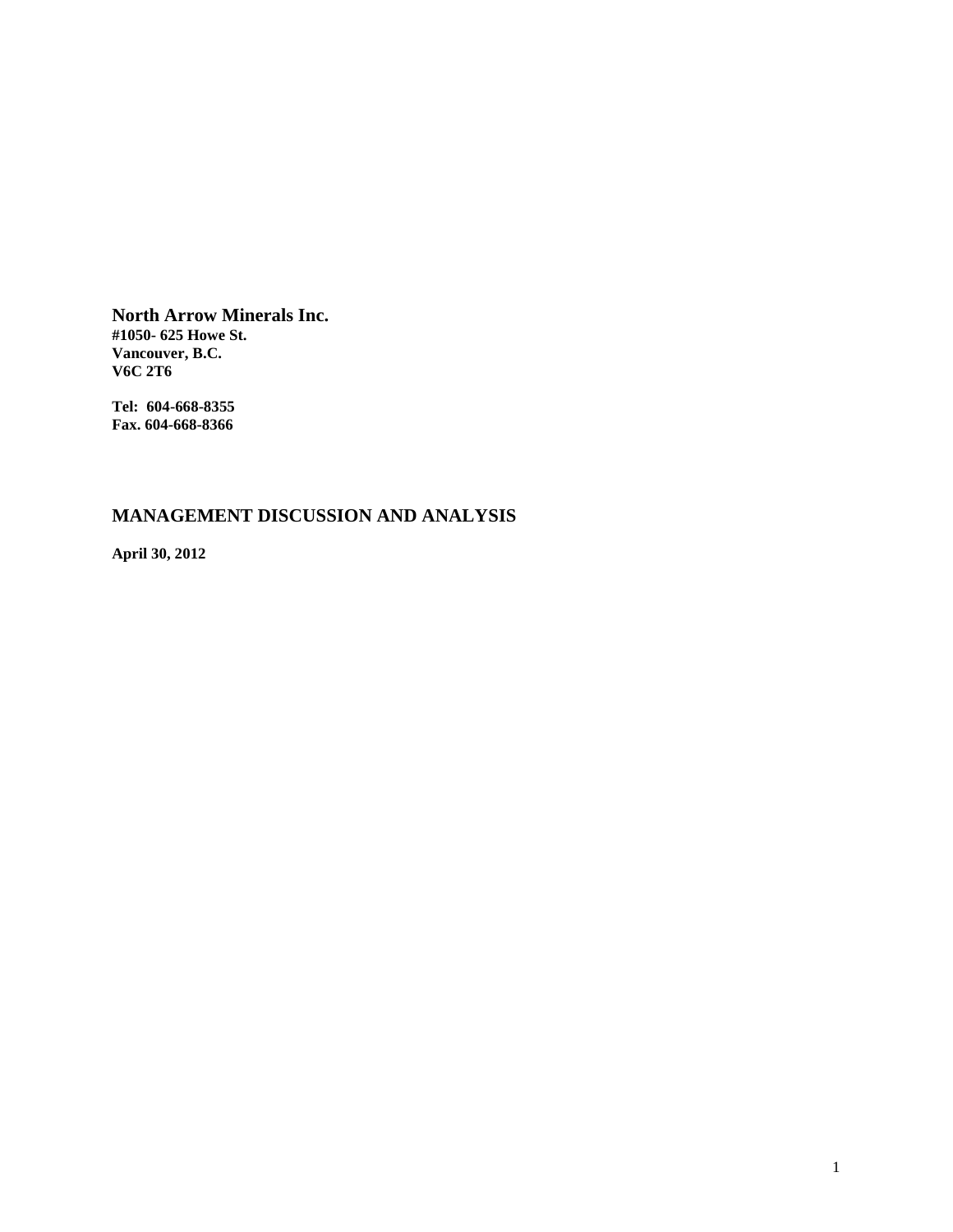**North Arrow Minerals Inc.**
**#1050- 625 Howe St.**
**Vancouver, B.C.**
**V6C 2T6**

**Tel: 604-668-8355**
**Fax. 604-668-8366**

# MANAGEMENT DISCUSSION AND ANALYSIS

**April 30, 2012**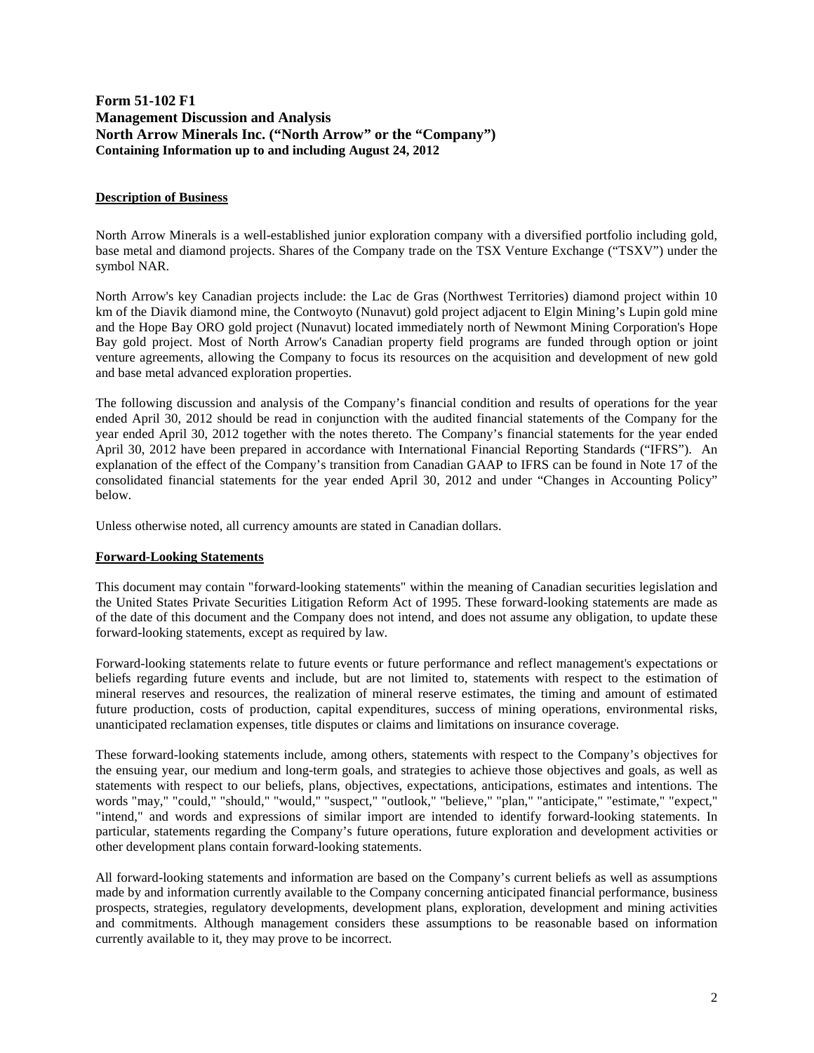**Form 51-102 F1**
**Management Discussion and Analysis**
**North Arrow Minerals Inc. ("North Arrow" or the "Company")**
**Containing Information up to and including August 24, 2012**

## Description of Business

North Arrow Minerals is a well-established junior exploration company with a diversified portfolio including gold, base metal and diamond projects. Shares of the Company trade on the TSX Venture Exchange ("TSXV") under the symbol NAR.

North Arrow's key Canadian projects include: the Lac de Gras (Northwest Territories) diamond project within 10 km of the Diavik diamond mine, the Contwoyto (Nunavut) gold project adjacent to Elgin Mining's Lupin gold mine and the Hope Bay ORO gold project (Nunavut) located immediately north of Newmont Mining Corporation's Hope Bay gold project. Most of North Arrow's Canadian property field programs are funded through option or joint venture agreements, allowing the Company to focus its resources on the acquisition and development of new gold and base metal advanced exploration properties.

The following discussion and analysis of the Company's financial condition and results of operations for the year ended April 30, 2012 should be read in conjunction with the audited financial statements of the Company for the year ended April 30, 2012 together with the notes thereto. The Company's financial statements for the year ended April 30, 2012 have been prepared in accordance with International Financial Reporting Standards ("IFRS"). An explanation of the effect of the Company's transition from Canadian GAAP to IFRS can be found in Note 17 of the consolidated financial statements for the year ended April 30, 2012 and under "Changes in Accounting Policy" below.

Unless otherwise noted, all currency amounts are stated in Canadian dollars.

## Forward-Looking Statements

This document may contain "forward-looking statements" within the meaning of Canadian securities legislation and the United States Private Securities Litigation Reform Act of 1995. These forward-looking statements are made as of the date of this document and the Company does not intend, and does not assume any obligation, to update these forward-looking statements, except as required by law.

Forward-looking statements relate to future events or future performance and reflect management's expectations or beliefs regarding future events and include, but are not limited to, statements with respect to the estimation of mineral reserves and resources, the realization of mineral reserve estimates, the timing and amount of estimated future production, costs of production, capital expenditures, success of mining operations, environmental risks, unanticipated reclamation expenses, title disputes or claims and limitations on insurance coverage.

These forward-looking statements include, among others, statements with respect to the Company's objectives for the ensuing year, our medium and long-term goals, and strategies to achieve those objectives and goals, as well as statements with respect to our beliefs, plans, objectives, expectations, anticipations, estimates and intentions. The words "may," "could," "should," "would," "suspect," "outlook," "believe," "plan," "anticipate," "estimate," "expect," "intend," and words and expressions of similar import are intended to identify forward-looking statements. In particular, statements regarding the Company's future operations, future exploration and development activities or other development plans contain forward-looking statements.

All forward-looking statements and information are based on the Company's current beliefs as well as assumptions made by and information currently available to the Company concerning anticipated financial performance, business prospects, strategies, regulatory developments, development plans, exploration, development and mining activities and commitments. Although management considers these assumptions to be reasonable based on information currently available to it, they may prove to be incorrect.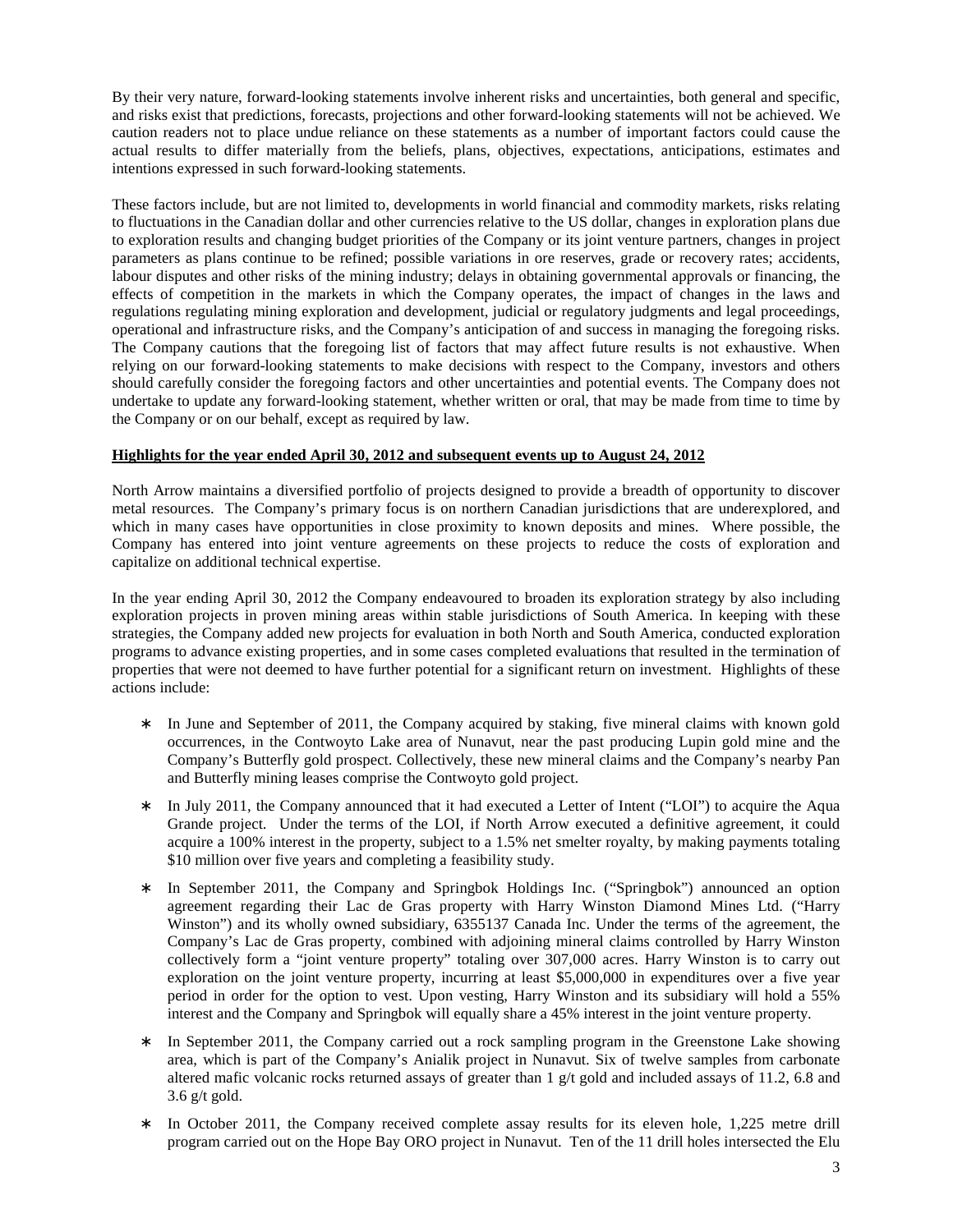By their very nature, forward-looking statements involve inherent risks and uncertainties, both general and specific, and risks exist that predictions, forecasts, projections and other forward-looking statements will not be achieved. We caution readers not to place undue reliance on these statements as a number of important factors could cause the actual results to differ materially from the beliefs, plans, objectives, expectations, anticipations, estimates and intentions expressed in such forward-looking statements.

These factors include, but are not limited to, developments in world financial and commodity markets, risks relating to fluctuations in the Canadian dollar and other currencies relative to the US dollar, changes in exploration plans due to exploration results and changing budget priorities of the Company or its joint venture partners, changes in project parameters as plans continue to be refined; possible variations in ore reserves, grade or recovery rates; accidents, labour disputes and other risks of the mining industry; delays in obtaining governmental approvals or financing, the effects of competition in the markets in which the Company operates, the impact of changes in the laws and regulations regulating mining exploration and development, judicial or regulatory judgments and legal proceedings, operational and infrastructure risks, and the Company's anticipation of and success in managing the foregoing risks. The Company cautions that the foregoing list of factors that may affect future results is not exhaustive. When relying on our forward-looking statements to make decisions with respect to the Company, investors and others should carefully consider the foregoing factors and other uncertainties and potential events. The Company does not undertake to update any forward-looking statement, whether written or oral, that may be made from time to time by the Company or on our behalf, except as required by law.

**Highlights for the year ended April 30, 2012 and subsequent events up to August 24, 2012**

North Arrow maintains a diversified portfolio of projects designed to provide a breadth of opportunity to discover metal resources. The Company's primary focus is on northern Canadian jurisdictions that are underexplored, and which in many cases have opportunities in close proximity to known deposits and mines. Where possible, the Company has entered into joint venture agreements on these projects to reduce the costs of exploration and capitalize on additional technical expertise.

In the year ending April 30, 2012 the Company endeavoured to broaden its exploration strategy by also including exploration projects in proven mining areas within stable jurisdictions of South America. In keeping with these strategies, the Company added new projects for evaluation in both North and South America, conducted exploration programs to advance existing properties, and in some cases completed evaluations that resulted in the termination of properties that were not deemed to have further potential for a significant return on investment. Highlights of these actions include:

- In June and September of 2011, the Company acquired by staking, five mineral claims with known gold occurrences, in the Contwoyto Lake area of Nunavut, near the past producing Lupin gold mine and the Company's Butterfly gold prospect. Collectively, these new mineral claims and the Company's nearby Pan and Butterfly mining leases comprise the Contwoyto gold project.
- In July 2011, the Company announced that it had executed a Letter of Intent ("LOI") to acquire the Aqua Grande project. Under the terms of the LOI, if North Arrow executed a definitive agreement, it could acquire a 100% interest in the property, subject to a 1.5% net smelter royalty, by making payments totaling \$10 million over five years and completing a feasibility study.
- In September 2011, the Company and Springbok Holdings Inc. ("Springbok") announced an option agreement regarding their Lac de Gras property with Harry Winston Diamond Mines Ltd. ("Harry Winston") and its wholly owned subsidiary, 6355137 Canada Inc. Under the terms of the agreement, the Company's Lac de Gras property, combined with adjoining mineral claims controlled by Harry Winston collectively form a "joint venture property" totaling over 307,000 acres. Harry Winston is to carry out exploration on the joint venture property, incurring at least \$5,000,000 in expenditures over a five year period in order for the option to vest. Upon vesting, Harry Winston and its subsidiary will hold a 55% interest and the Company and Springbok will equally share a 45% interest in the joint venture property.
- In September 2011, the Company carried out a rock sampling program in the Greenstone Lake showing area, which is part of the Company's Anialik project in Nunavut. Six of twelve samples from carbonate altered mafic volcanic rocks returned assays of greater than 1 g/t gold and included assays of 11.2, 6.8 and 3.6 g/t gold.
- In October 2011, the Company received complete assay results for its eleven hole, 1,225 metre drill program carried out on the Hope Bay ORO project in Nunavut. Ten of the 11 drill holes intersected the Elu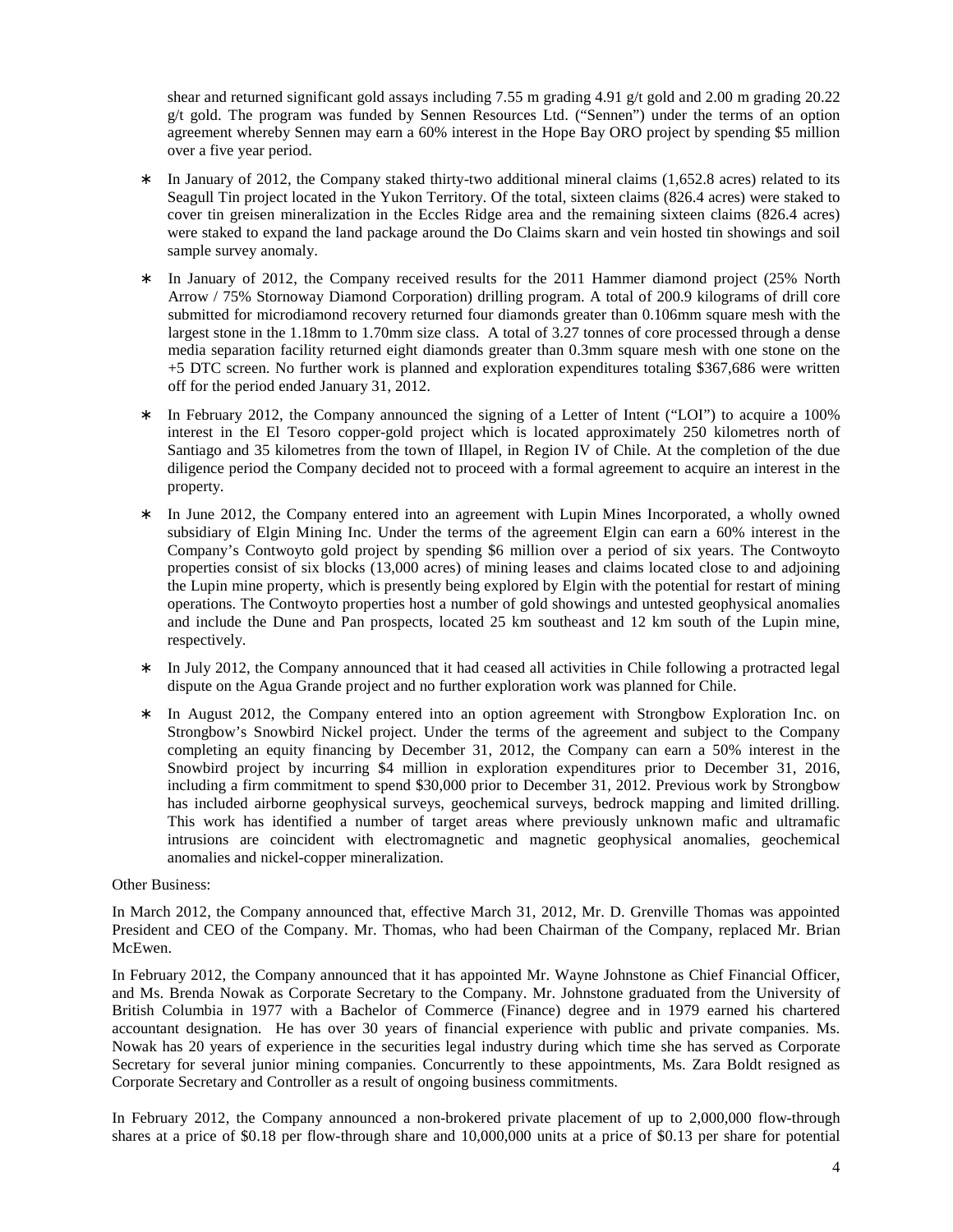shear and returned significant gold assays including 7.55 m grading 4.91 g/t gold and 2.00 m grading 20.22 g/t gold. The program was funded by Sennen Resources Ltd. ("Sennen") under the terms of an option agreement whereby Sennen may earn a 60% interest in the Hope Bay ORO project by spending $5 million over a five year period.

* In January of 2012, the Company staked thirty-two additional mineral claims (1,652.8 acres) related to its Seagull Tin project located in the Yukon Territory. Of the total, sixteen claims (826.4 acres) were staked to cover tin greisen mineralization in the Eccles Ridge area and the remaining sixteen claims (826.4 acres) were staked to expand the land package around the Do Claims skarn and vein hosted tin showings and soil sample survey anomaly.

* In January of 2012, the Company received results for the 2011 Hammer diamond project (25% North Arrow / 75% Stornoway Diamond Corporation) drilling program. A total of 200.9 kilograms of drill core submitted for microdiamond recovery returned four diamonds greater than 0.106mm square mesh with the largest stone in the 1.18mm to 1.70mm size class. A total of 3.27 tonnes of core processed through a dense media separation facility returned eight diamonds greater than 0.3mm square mesh with one stone on the +5 DTC screen. No further work is planned and exploration expenditures totaling $367,686 were written off for the period ended January 31, 2012.

* In February 2012, the Company announced the signing of a Letter of Intent ("LOI") to acquire a 100% interest in the El Tesoro copper-gold project which is located approximately 250 kilometres north of Santiago and 35 kilometres from the town of Illapel, in Region IV of Chile. At the completion of the due diligence period the Company decided not to proceed with a formal agreement to acquire an interest in the property.

* In June 2012, the Company entered into an agreement with Lupin Mines Incorporated, a wholly owned subsidiary of Elgin Mining Inc. Under the terms of the agreement Elgin can earn a 60% interest in the Company's Contwoyto gold project by spending $6 million over a period of six years. The Contwoyto properties consist of six blocks (13,000 acres) of mining leases and claims located close to and adjoining the Lupin mine property, which is presently being explored by Elgin with the potential for restart of mining operations. The Contwoyto properties host a number of gold showings and untested geophysical anomalies and include the Dune and Pan prospects, located 25 km southeast and 12 km south of the Lupin mine, respectively.

* In July 2012, the Company announced that it had ceased all activities in Chile following a protracted legal dispute on the Agua Grande project and no further exploration work was planned for Chile.

* In August 2012, the Company entered into an option agreement with Strongbow Exploration Inc. on Strongbow's Snowbird Nickel project. Under the terms of the agreement and subject to the Company completing an equity financing by December 31, 2012, the Company can earn a 50% interest in the Snowbird project by incurring $4 million in exploration expenditures prior to December 31, 2016, including a firm commitment to spend $30,000 prior to December 31, 2012. Previous work by Strongbow has included airborne geophysical surveys, geochemical surveys, bedrock mapping and limited drilling. This work has identified a number of target areas where previously unknown mafic and ultramafic intrusions are coincident with electromagnetic and magnetic geophysical anomalies, geochemical anomalies and nickel-copper mineralization.

Other Business:

In March 2012, the Company announced that, effective March 31, 2012, Mr. D. Grenville Thomas was appointed President and CEO of the Company. Mr. Thomas, who had been Chairman of the Company, replaced Mr. Brian McEwen.

In February 2012, the Company announced that it has appointed Mr. Wayne Johnstone as Chief Financial Officer, and Ms. Brenda Nowak as Corporate Secretary to the Company. Mr. Johnstone graduated from the University of British Columbia in 1977 with a Bachelor of Commerce (Finance) degree and in 1979 earned his chartered accountant designation. He has over 30 years of financial experience with public and private companies. Ms. Nowak has 20 years of experience in the securities legal industry during which time she has served as Corporate Secretary for several junior mining companies. Concurrently to these appointments, Ms. Zara Boldt resigned as Corporate Secretary and Controller as a result of ongoing business commitments.

In February 2012, the Company announced a non-brokered private placement of up to 2,000,000 flow-through shares at a price of $0.18 per flow-through share and 10,000,000 units at a price of $0.13 per share for potential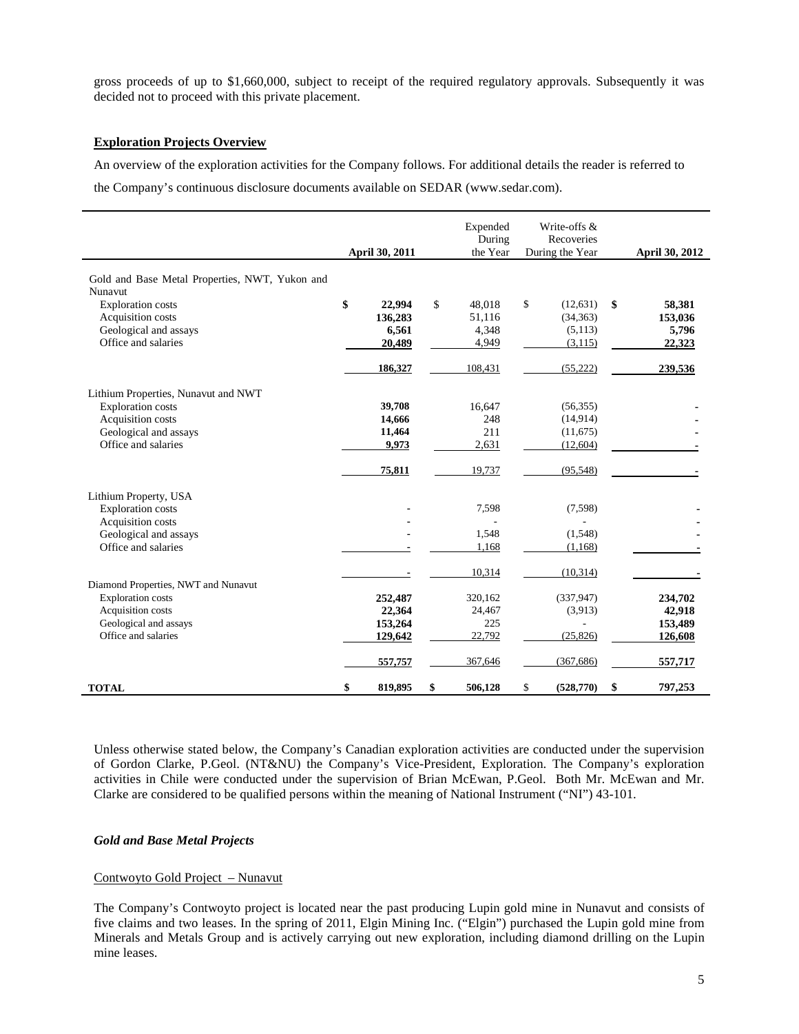gross proceeds of up to $1,660,000, subject to receipt of the required regulatory approvals. Subsequently it was decided not to proceed with this private placement.

**Exploration Projects Overview**

An overview of the exploration activities for the Company follows. For additional details the reader is referred to the Company's continuous disclosure documents available on SEDAR (www.sedar.com).

| | April 30, 2011 | Expended During the Year | Write-offs & Recoveries During the Year | April 30, 2012 |
|---|---|---|---|---|
| Gold and Base Metal Properties, NWT, Yukon and Nunavut | | | | |
| Exploration costs | **$ 22,994** | $ 48,018 | $ (12,631) | **$ 58,381** |
| Acquisition costs | **136,283** | 51,116 | (34,363) | **153,036** |
| Geological and assays | **6,561** | 4,348 | (5,113) | **5,796** |
| Office and salaries | **20,489** | 4,949 | (3,115) | **22,323** |
| | **186,327** | 108,431 | (55,222) | **239,536** |
| Lithium Properties, Nunavut and NWT | | | | |
| Exploration costs | **39,708** | 16,647 | (56,355) | **-** |
| Acquisition costs | **14,666** | 248 | (14,914) | **-** |
| Geological and assays | **11,464** | 211 | (11,675) | **-** |
| Office and salaries | **9,973** | 2,631 | (12,604) | **-** |
| | **75,811** | 19,737 | (95,548) | **-** |
| Lithium Property, USA | | | | |
| Exploration costs | - | 7,598 | (7,598) | **-** |
| Acquisition costs | - | - | - | **-** |
| Geological and assays | - | 1,548 | (1,548) | **-** |
| Office and salaries | - | 1,168 | (1,168) | **-** |
| | - | 10,314 | (10,314) | **-** |
| Diamond Properties, NWT and Nunavut | | | | |
| Exploration costs | **252,487** | 320,162 | (337,947) | **234,702** |
| Acquisition costs | **22,364** | 24,467 | (3,913) | **42,918** |
| Geological and assays | **153,264** | 225 | - | **153,489** |
| Office and salaries | **129,642** | 22,792 | (25,826) | **126,608** |
| | **557,757** | 367,646 | (367,686) | **557,717** |
| **TOTAL** | **$ 819,895** | **$ 506,128** | $ **(528,770)** | **$ 797,253** |

Unless otherwise stated below, the Company's Canadian exploration activities are conducted under the supervision of Gordon Clarke, P.Geol. (NT&NU) the Company's Vice-President, Exploration. The Company's exploration activities in Chile were conducted under the supervision of Brian McEwan, P.Geol. Both Mr. McEwan and Mr. Clarke are considered to be qualified persons within the meaning of National Instrument ("NI") 43-101.

***Gold and Base Metal Projects***

Contwoyto Gold Project – Nunavut

The Company's Contwoyto project is located near the past producing Lupin gold mine in Nunavut and consists of five claims and two leases. In the spring of 2011, Elgin Mining Inc. ("Elgin") purchased the Lupin gold mine from Minerals and Metals Group and is actively carrying out new exploration, including diamond drilling on the Lupin mine leases.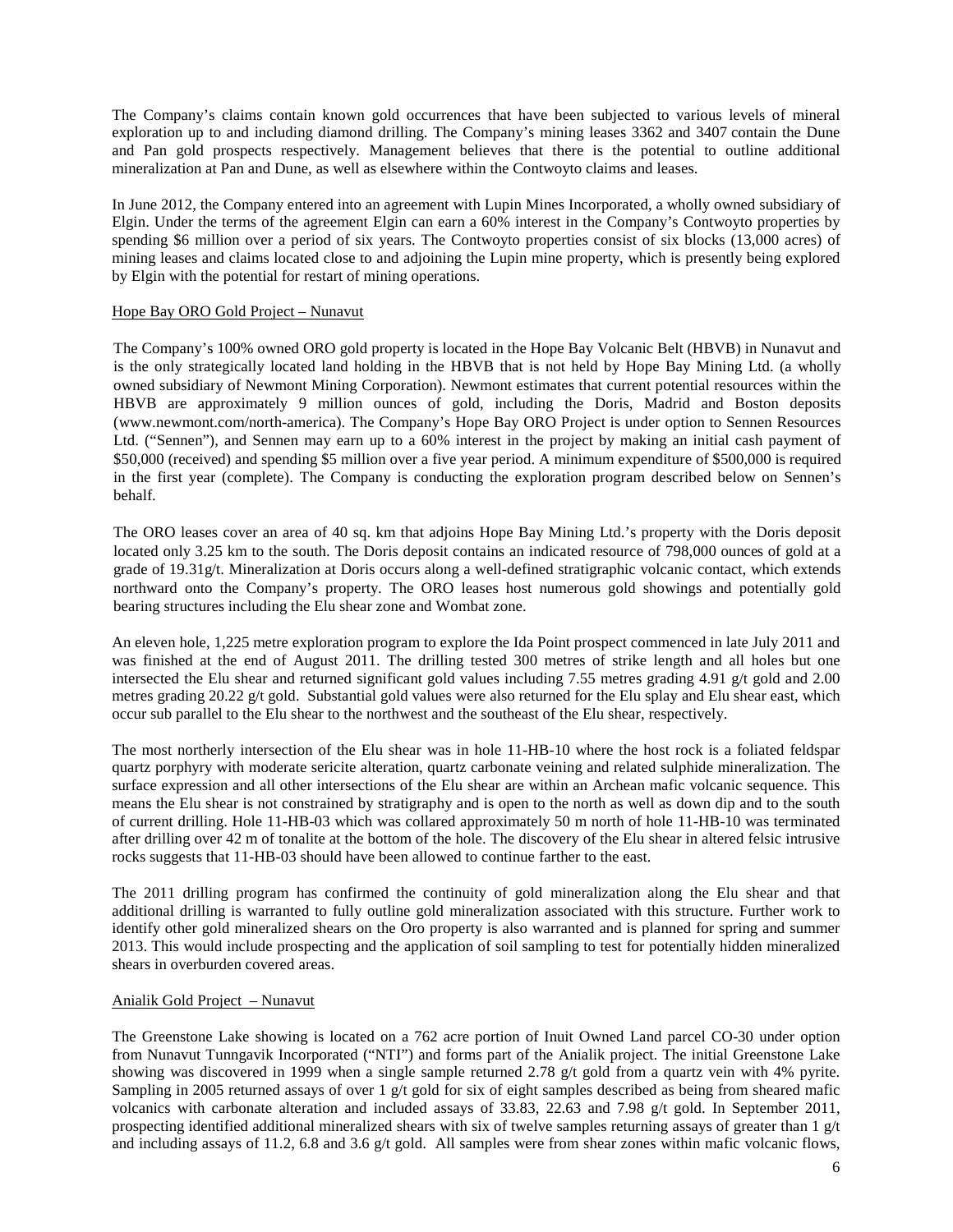The Company's claims contain known gold occurrences that have been subjected to various levels of mineral exploration up to and including diamond drilling. The Company's mining leases 3362 and 3407 contain the Dune and Pan gold prospects respectively. Management believes that there is the potential to outline additional mineralization at Pan and Dune, as well as elsewhere within the Contwoyto claims and leases.

In June 2012, the Company entered into an agreement with Lupin Mines Incorporated, a wholly owned subsidiary of Elgin. Under the terms of the agreement Elgin can earn a 60% interest in the Company's Contwoyto properties by spending $6 million over a period of six years. The Contwoyto properties consist of six blocks (13,000 acres) of mining leases and claims located close to and adjoining the Lupin mine property, which is presently being explored by Elgin with the potential for restart of mining operations.

### Hope Bay ORO Gold Project – Nunavut

The Company's 100% owned ORO gold property is located in the Hope Bay Volcanic Belt (HBVB) in Nunavut and is the only strategically located land holding in the HBVB that is not held by Hope Bay Mining Ltd. (a wholly owned subsidiary of Newmont Mining Corporation). Newmont estimates that current potential resources within the HBVB are approximately 9 million ounces of gold, including the Doris, Madrid and Boston deposits (www.newmont.com/north-america). The Company's Hope Bay ORO Project is under option to Sennen Resources Ltd. ("Sennen"), and Sennen may earn up to a 60% interest in the project by making an initial cash payment of $50,000 (received) and spending $5 million over a five year period. A minimum expenditure of $500,000 is required in the first year (complete). The Company is conducting the exploration program described below on Sennen's behalf.

The ORO leases cover an area of 40 sq. km that adjoins Hope Bay Mining Ltd.'s property with the Doris deposit located only 3.25 km to the south. The Doris deposit contains an indicated resource of 798,000 ounces of gold at a grade of 19.31g/t. Mineralization at Doris occurs along a well-defined stratigraphic volcanic contact, which extends northward onto the Company's property. The ORO leases host numerous gold showings and potentially gold bearing structures including the Elu shear zone and Wombat zone.

An eleven hole, 1,225 metre exploration program to explore the Ida Point prospect commenced in late July 2011 and was finished at the end of August 2011. The drilling tested 300 metres of strike length and all holes but one intersected the Elu shear and returned significant gold values including 7.55 metres grading 4.91 g/t gold and 2.00 metres grading 20.22 g/t gold. Substantial gold values were also returned for the Elu splay and Elu shear east, which occur sub parallel to the Elu shear to the northwest and the southeast of the Elu shear, respectively.

The most northerly intersection of the Elu shear was in hole 11-HB-10 where the host rock is a foliated feldspar quartz porphyry with moderate sericite alteration, quartz carbonate veining and related sulphide mineralization. The surface expression and all other intersections of the Elu shear are within an Archean mafic volcanic sequence. This means the Elu shear is not constrained by stratigraphy and is open to the north as well as down dip and to the south of current drilling. Hole 11-HB-03 which was collared approximately 50 m north of hole 11-HB-10 was terminated after drilling over 42 m of tonalite at the bottom of the hole. The discovery of the Elu shear in altered felsic intrusive rocks suggests that 11-HB-03 should have been allowed to continue farther to the east.

The 2011 drilling program has confirmed the continuity of gold mineralization along the Elu shear and that additional drilling is warranted to fully outline gold mineralization associated with this structure. Further work to identify other gold mineralized shears on the Oro property is also warranted and is planned for spring and summer 2013. This would include prospecting and the application of soil sampling to test for potentially hidden mineralized shears in overburden covered areas.

### Anialik Gold Project – Nunavut

The Greenstone Lake showing is located on a 762 acre portion of Inuit Owned Land parcel CO-30 under option from Nunavut Tunngavik Incorporated ("NTI") and forms part of the Anialik project. The initial Greenstone Lake showing was discovered in 1999 when a single sample returned 2.78 g/t gold from a quartz vein with 4% pyrite. Sampling in 2005 returned assays of over 1 g/t gold for six of eight samples described as being from sheared mafic volcanics with carbonate alteration and included assays of 33.83, 22.63 and 7.98 g/t gold. In September 2011, prospecting identified additional mineralized shears with six of twelve samples returning assays of greater than 1 g/t and including assays of 11.2, 6.8 and 3.6 g/t gold. All samples were from shear zones within mafic volcanic flows,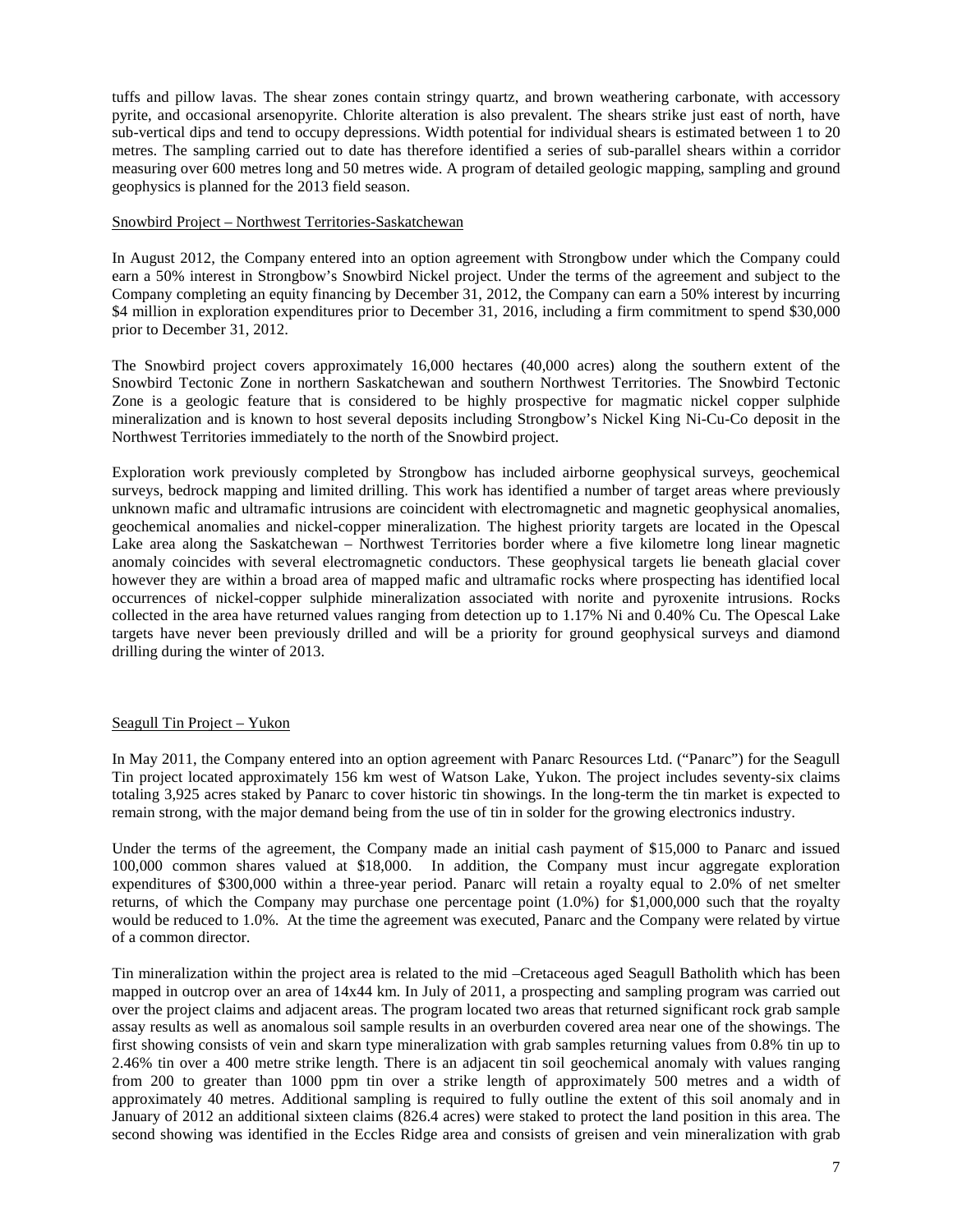tuffs and pillow lavas. The shear zones contain stringy quartz, and brown weathering carbonate, with accessory pyrite, and occasional arsenopyrite. Chlorite alteration is also prevalent. The shears strike just east of north, have sub-vertical dips and tend to occupy depressions. Width potential for individual shears is estimated between 1 to 20 metres. The sampling carried out to date has therefore identified a series of sub-parallel shears within a corridor measuring over 600 metres long and 50 metres wide. A program of detailed geologic mapping, sampling and ground geophysics is planned for the 2013 field season.

## Snowbird Project – Northwest Territories-Saskatchewan

In August 2012, the Company entered into an option agreement with Strongbow under which the Company could earn a 50% interest in Strongbow's Snowbird Nickel project. Under the terms of the agreement and subject to the Company completing an equity financing by December 31, 2012, the Company can earn a 50% interest by incurring \$4 million in exploration expenditures prior to December 31, 2016, including a firm commitment to spend \$30,000 prior to December 31, 2012.

The Snowbird project covers approximately 16,000 hectares (40,000 acres) along the southern extent of the Snowbird Tectonic Zone in northern Saskatchewan and southern Northwest Territories. The Snowbird Tectonic Zone is a geologic feature that is considered to be highly prospective for magmatic nickel copper sulphide mineralization and is known to host several deposits including Strongbow's Nickel King Ni-Cu-Co deposit in the Northwest Territories immediately to the north of the Snowbird project.

Exploration work previously completed by Strongbow has included airborne geophysical surveys, geochemical surveys, bedrock mapping and limited drilling. This work has identified a number of target areas where previously unknown mafic and ultramafic intrusions are coincident with electromagnetic and magnetic geophysical anomalies, geochemical anomalies and nickel-copper mineralization. The highest priority targets are located in the Opescal Lake area along the Saskatchewan – Northwest Territories border where a five kilometre long linear magnetic anomaly coincides with several electromagnetic conductors. These geophysical targets lie beneath glacial cover however they are within a broad area of mapped mafic and ultramafic rocks where prospecting has identified local occurrences of nickel-copper sulphide mineralization associated with norite and pyroxenite intrusions. Rocks collected in the area have returned values ranging from detection up to 1.17% Ni and 0.40% Cu. The Opescal Lake targets have never been previously drilled and will be a priority for ground geophysical surveys and diamond drilling during the winter of 2013.

## Seagull Tin Project – Yukon

In May 2011, the Company entered into an option agreement with Panarc Resources Ltd. ("Panarc") for the Seagull Tin project located approximately 156 km west of Watson Lake, Yukon. The project includes seventy-six claims totaling 3,925 acres staked by Panarc to cover historic tin showings. In the long-term the tin market is expected to remain strong, with the major demand being from the use of tin in solder for the growing electronics industry.

Under the terms of the agreement, the Company made an initial cash payment of \$15,000 to Panarc and issued 100,000 common shares valued at \$18,000. In addition, the Company must incur aggregate exploration expenditures of \$300,000 within a three-year period. Panarc will retain a royalty equal to 2.0% of net smelter returns, of which the Company may purchase one percentage point (1.0%) for \$1,000,000 such that the royalty would be reduced to 1.0%. At the time the agreement was executed, Panarc and the Company were related by virtue of a common director.

Tin mineralization within the project area is related to the mid –Cretaceous aged Seagull Batholith which has been mapped in outcrop over an area of 14x44 km. In July of 2011, a prospecting and sampling program was carried out over the project claims and adjacent areas. The program located two areas that returned significant rock grab sample assay results as well as anomalous soil sample results in an overburden covered area near one of the showings. The first showing consists of vein and skarn type mineralization with grab samples returning values from 0.8% tin up to 2.46% tin over a 400 metre strike length. There is an adjacent tin soil geochemical anomaly with values ranging from 200 to greater than 1000 ppm tin over a strike length of approximately 500 metres and a width of approximately 40 metres. Additional sampling is required to fully outline the extent of this soil anomaly and in January of 2012 an additional sixteen claims (826.4 acres) were staked to protect the land position in this area. The second showing was identified in the Eccles Ridge area and consists of greisen and vein mineralization with grab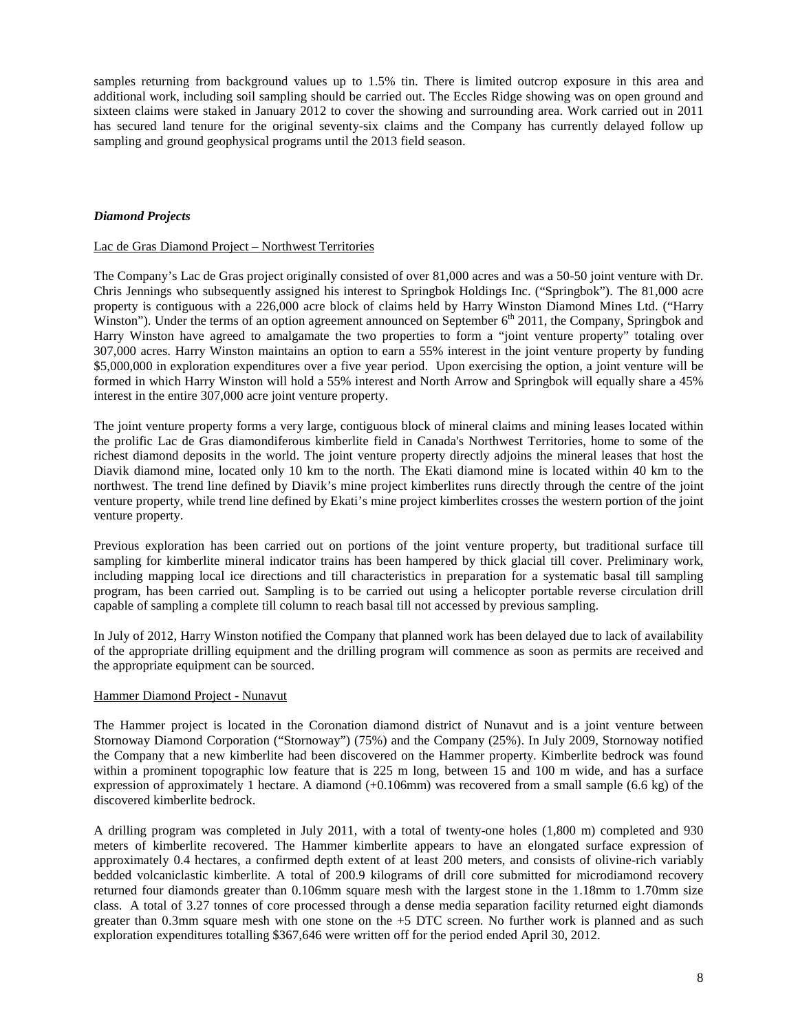samples returning from background values up to 1.5% tin. There is limited outcrop exposure in this area and additional work, including soil sampling should be carried out. The Eccles Ridge showing was on open ground and sixteen claims were staked in January 2012 to cover the showing and surrounding area. Work carried out in 2011 has secured land tenure for the original seventy-six claims and the Company has currently delayed follow up sampling and ground geophysical programs until the 2013 field season.

### *Diamond Projects*

Lac de Gras Diamond Project – Northwest Territories

The Company's Lac de Gras project originally consisted of over 81,000 acres and was a 50-50 joint venture with Dr. Chris Jennings who subsequently assigned his interest to Springbok Holdings Inc. ("Springbok"). The 81,000 acre property is contiguous with a 226,000 acre block of claims held by Harry Winston Diamond Mines Ltd. ("Harry Winston"). Under the terms of an option agreement announced on September 6th 2011, the Company, Springbok and Harry Winston have agreed to amalgamate the two properties to form a "joint venture property" totaling over 307,000 acres. Harry Winston maintains an option to earn a 55% interest in the joint venture property by funding $5,000,000 in exploration expenditures over a five year period. Upon exercising the option, a joint venture will be formed in which Harry Winston will hold a 55% interest and North Arrow and Springbok will equally share a 45% interest in the entire 307,000 acre joint venture property.

The joint venture property forms a very large, contiguous block of mineral claims and mining leases located within the prolific Lac de Gras diamondiferous kimberlite field in Canada's Northwest Territories, home to some of the richest diamond deposits in the world. The joint venture property directly adjoins the mineral leases that host the Diavik diamond mine, located only 10 km to the north. The Ekati diamond mine is located within 40 km to the northwest. The trend line defined by Diavik's mine project kimberlites runs directly through the centre of the joint venture property, while trend line defined by Ekati's mine project kimberlites crosses the western portion of the joint venture property.

Previous exploration has been carried out on portions of the joint venture property, but traditional surface till sampling for kimberlite mineral indicator trains has been hampered by thick glacial till cover. Preliminary work, including mapping local ice directions and till characteristics in preparation for a systematic basal till sampling program, has been carried out. Sampling is to be carried out using a helicopter portable reverse circulation drill capable of sampling a complete till column to reach basal till not accessed by previous sampling.

In July of 2012, Harry Winston notified the Company that planned work has been delayed due to lack of availability of the appropriate drilling equipment and the drilling program will commence as soon as permits are received and the appropriate equipment can be sourced.

Hammer Diamond Project - Nunavut

The Hammer project is located in the Coronation diamond district of Nunavut and is a joint venture between Stornoway Diamond Corporation ("Stornoway") (75%) and the Company (25%). In July 2009, Stornoway notified the Company that a new kimberlite had been discovered on the Hammer property. Kimberlite bedrock was found within a prominent topographic low feature that is 225 m long, between 15 and 100 m wide, and has a surface expression of approximately 1 hectare. A diamond (+0.106mm) was recovered from a small sample (6.6 kg) of the discovered kimberlite bedrock.

A drilling program was completed in July 2011, with a total of twenty-one holes (1,800 m) completed and 930 meters of kimberlite recovered. The Hammer kimberlite appears to have an elongated surface expression of approximately 0.4 hectares, a confirmed depth extent of at least 200 meters, and consists of olivine-rich variably bedded volcaniclastic kimberlite. A total of 200.9 kilograms of drill core submitted for microdiamond recovery returned four diamonds greater than 0.106mm square mesh with the largest stone in the 1.18mm to 1.70mm size class. A total of 3.27 tonnes of core processed through a dense media separation facility returned eight diamonds greater than 0.3mm square mesh with one stone on the +5 DTC screen. No further work is planned and as such exploration expenditures totalling $367,646 were written off for the period ended April 30, 2012.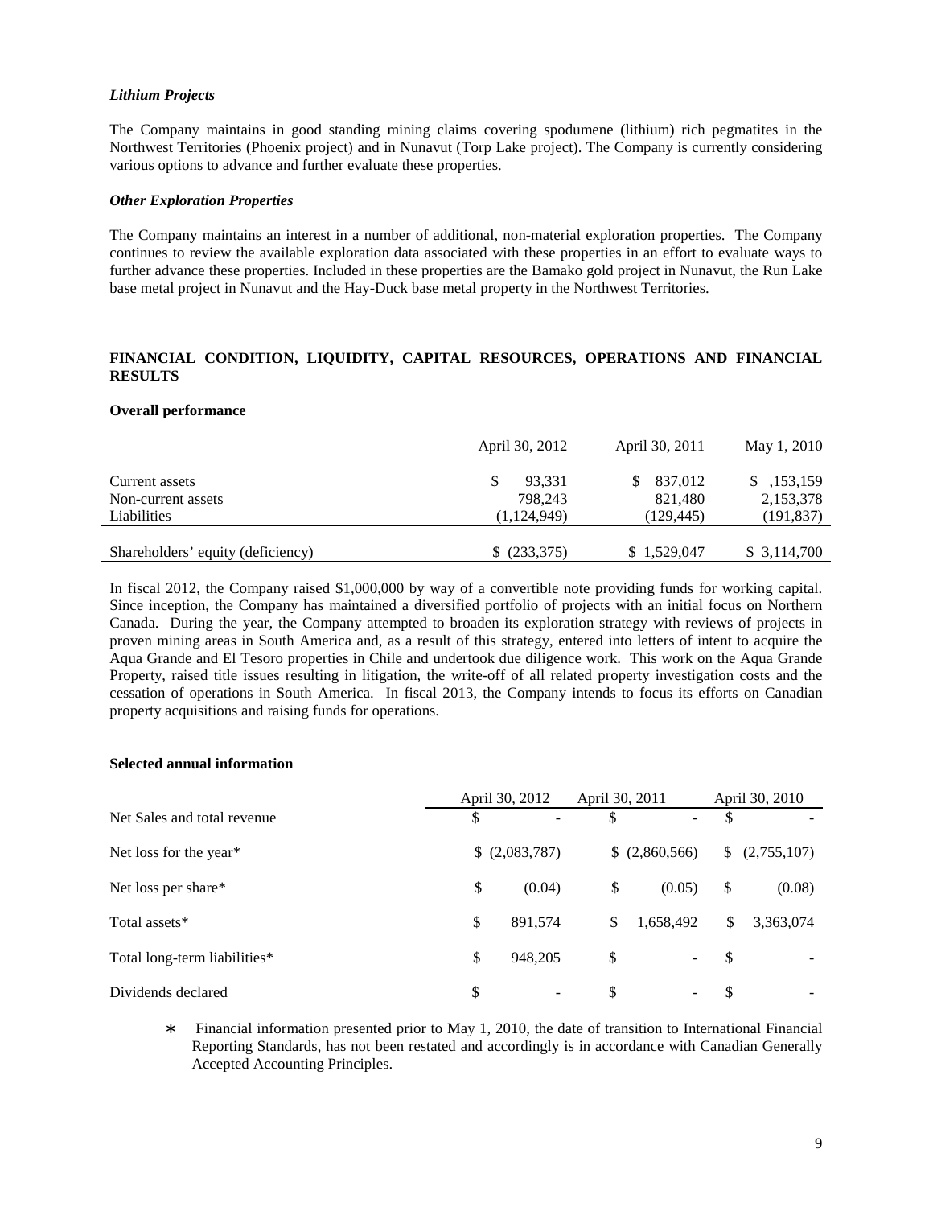### *Lithium Projects*

The Company maintains in good standing mining claims covering spodumene (lithium) rich pegmatites in the Northwest Territories (Phoenix project) and in Nunavut (Torp Lake project). The Company is currently considering various options to advance and further evaluate these properties.

### *Other Exploration Properties*

The Company maintains an interest in a number of additional, non-material exploration properties. The Company continues to review the available exploration data associated with these properties in an effort to evaluate ways to further advance these properties. Included in these properties are the Bamako gold project in Nunavut, the Run Lake base metal project in Nunavut and the Hay-Duck base metal property in the Northwest Territories.

## FINANCIAL CONDITION, LIQUIDITY, CAPITAL RESOURCES, OPERATIONS AND FINANCIAL RESULTS

### Overall performance

| | April 30, 2012 | April 30, 2011 | May 1, 2010 |
|---|---|---|---|
| Current assets | $ 93,331 | $ 837,012 | $ ,153,159 |
| Non-current assets | 798,243 | 821,480 | 2,153,378 |
| Liabilities | (1,124,949) | (129,445) | (191,837) |
| Shareholders' equity (deficiency) | $ (233,375) | $ 1,529,047 | $ 3,114,700 |

In fiscal 2012, the Company raised $1,000,000 by way of a convertible note providing funds for working capital. Since inception, the Company has maintained a diversified portfolio of projects with an initial focus on Northern Canada. During the year, the Company attempted to broaden its exploration strategy with reviews of projects in proven mining areas in South America and, as a result of this strategy, entered into letters of intent to acquire the Aqua Grande and El Tesoro properties in Chile and undertook due diligence work. This work on the Aqua Grande Property, raised title issues resulting in litigation, the write-off of all related property investigation costs and the cessation of operations in South America. In fiscal 2013, the Company intends to focus its efforts on Canadian property acquisitions and raising funds for operations.

### Selected annual information

| | April 30, 2012 | April 30, 2011 | April 30, 2010 |
|---|---|---|---|
| Net Sales and total revenue | $ - | $ - | $ - |
| Net loss for the year* | $ (2,083,787) | $ (2,860,566) | $ (2,755,107) |
| Net loss per share* | $ (0.04) | $ (0.05) | $ (0.08) |
| Total assets* | $ 891,574 | $ 1,658,492 | $ 3,363,074 |
| Total long-term liabilities* | $ 948,205 | $ - | $ - |
| Dividends declared | $ - | $ - | $ - |

* Financial information presented prior to May 1, 2010, the date of transition to International Financial Reporting Standards, has not been restated and accordingly is in accordance with Canadian Generally Accepted Accounting Principles.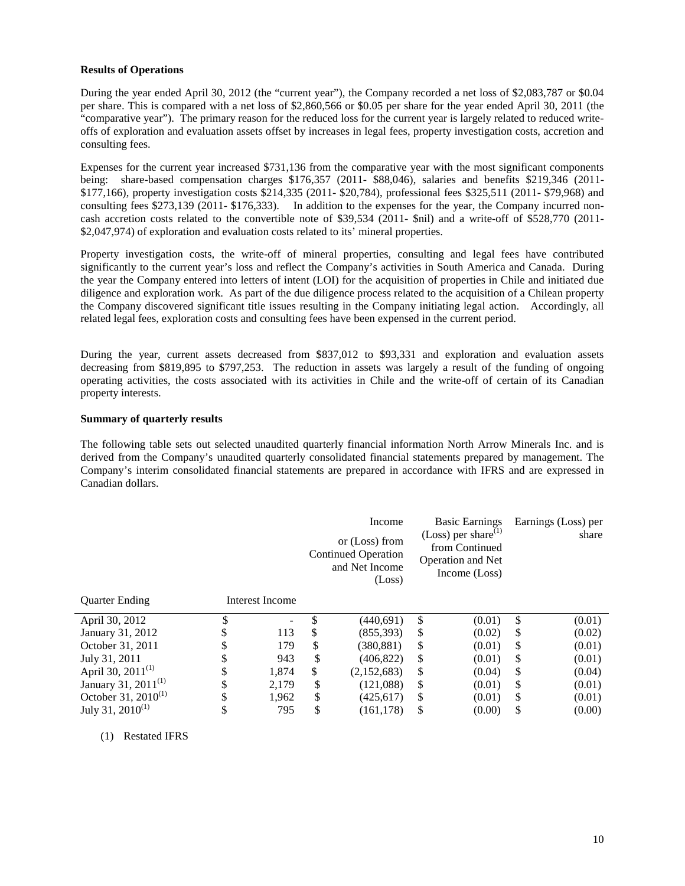### Results of Operations

During the year ended April 30, 2012 (the "current year"), the Company recorded a net loss of $2,083,787 or $0.04 per share. This is compared with a net loss of $2,860,566 or $0.05 per share for the year ended April 30, 2011 (the "comparative year"). The primary reason for the reduced loss for the current year is largely related to reduced write-offs of exploration and evaluation assets offset by increases in legal fees, property investigation costs, accretion and consulting fees.

Expenses for the current year increased $731,136 from the comparative year with the most significant components being: share-based compensation charges $176,357 (2011- $88,046), salaries and benefits $219,346 (2011- $177,166), property investigation costs $214,335 (2011- $20,784), professional fees $325,511 (2011- $79,968) and consulting fees $273,139 (2011- $176,333). In addition to the expenses for the year, the Company incurred non-cash accretion costs related to the convertible note of $39,534 (2011- $nil) and a write-off of $528,770 (2011- $2,047,974) of exploration and evaluation costs related to its' mineral properties.

Property investigation costs, the write-off of mineral properties, consulting and legal fees have contributed significantly to the current year's loss and reflect the Company's activities in South America and Canada. During the year the Company entered into letters of intent (LOI) for the acquisition of properties in Chile and initiated due diligence and exploration work. As part of the due diligence process related to the acquisition of a Chilean property the Company discovered significant title issues resulting in the Company initiating legal action. Accordingly, all related legal fees, exploration costs and consulting fees have been expensed in the current period.

During the year, current assets decreased from $837,012 to $93,331 and exploration and evaluation assets decreasing from $819,895 to $797,253. The reduction in assets was largely a result of the funding of ongoing operating activities, the costs associated with its activities in Chile and the write-off of certain of its Canadian property interests.

### Summary of quarterly results

The following table sets out selected unaudited quarterly financial information North Arrow Minerals Inc. and is derived from the Company's unaudited quarterly consolidated financial statements prepared by management. The Company's interim consolidated financial statements are prepared in accordance with IFRS and are expressed in Canadian dollars.

| Quarter Ending | Interest Income | Income or (Loss) from Continued Operation and Net Income (Loss) | Basic Earnings (Loss) per share[1] from Continued Operation and Net Income (Loss) | Earnings (Loss) per share |
|---|---|---|---|---|
| April 30, 2012 | $ - | $ (440,691) | $ (0.01) | $ (0.01) |
| January 31, 2012 | $ 113 | $ (855,393) | $ (0.02) | $ (0.02) |
| October 31, 2011 | $ 179 | $ (380,881) | $ (0.01) | $ (0.01) |
| July 31, 2011 | $ 943 | $ (406,822) | $ (0.01) | $ (0.01) |
| April 30, 2011[1] | $ 1,874 | $ (2,152,683) | $ (0.04) | $ (0.04) |
| January 31, 2011[1] | $ 2,179 | $ (121,088) | $ (0.01) | $ (0.01) |
| October 31, 2010[1] | $ 1,962 | $ (425,617) | $ (0.01) | $ (0.01) |
| July 31, 2010[1] | $ 795 | $ (161,178) | $ (0.00) | $ (0.00) |

(1) Restated IFRS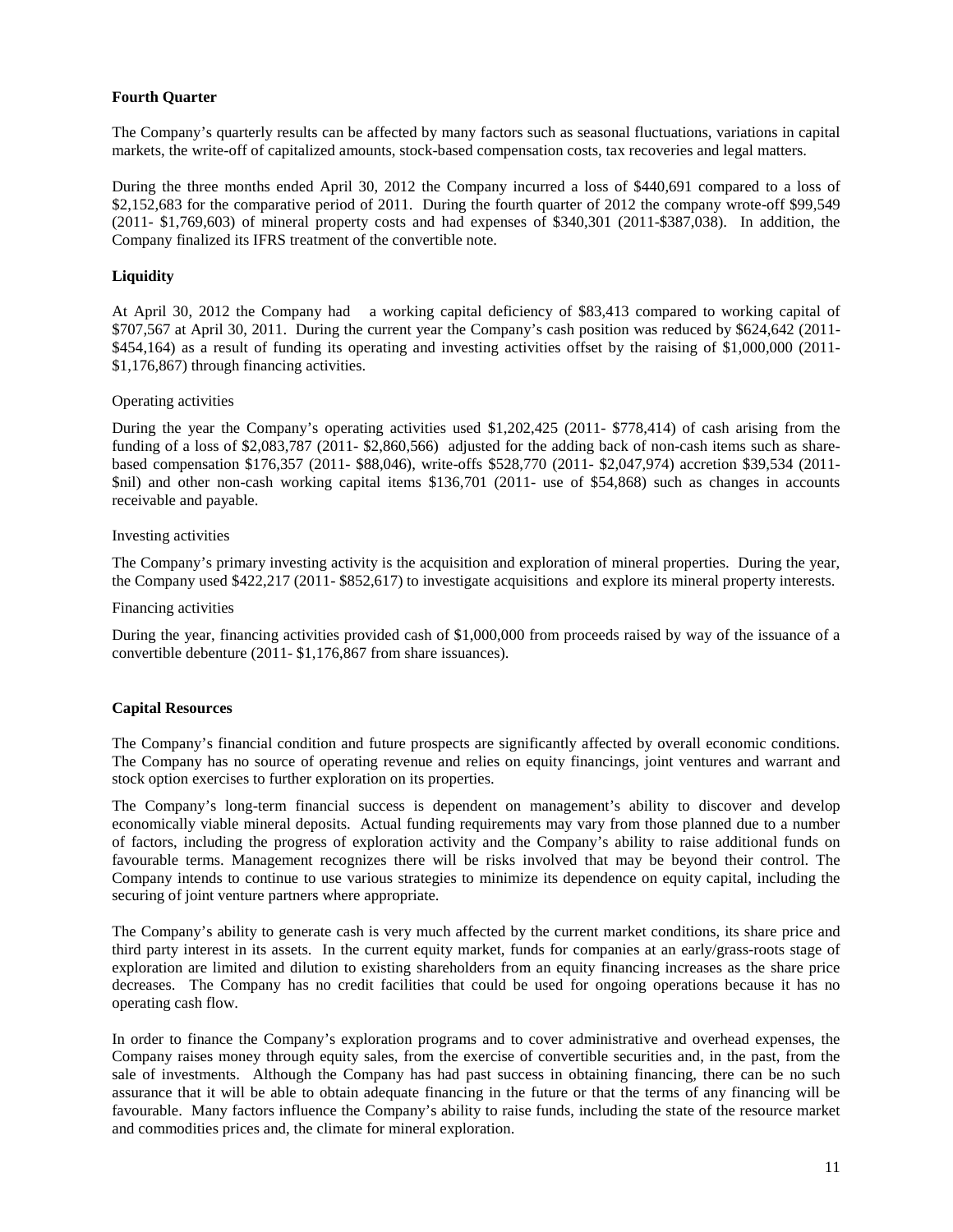**Fourth Quarter**

The Company's quarterly results can be affected by many factors such as seasonal fluctuations, variations in capital markets, the write-off of capitalized amounts, stock-based compensation costs, tax recoveries and legal matters.

During the three months ended April 30, 2012 the Company incurred a loss of $440,691 compared to a loss of $2,152,683 for the comparative period of 2011. During the fourth quarter of 2012 the company wrote-off $99,549 (2011- $1,769,603) of mineral property costs and had expenses of $340,301 (2011-$387,038). In addition, the Company finalized its IFRS treatment of the convertible note.

**Liquidity**

At April 30, 2012 the Company had a working capital deficiency of $83,413 compared to working capital of $707,567 at April 30, 2011. During the current year the Company's cash position was reduced by $624,642 (2011- $454,164) as a result of funding its operating and investing activities offset by the raising of $1,000,000 (2011- $1,176,867) through financing activities.

Operating activities

During the year the Company's operating activities used $1,202,425 (2011- $778,414) of cash arising from the funding of a loss of $2,083,787 (2011- $2,860,566) adjusted for the adding back of non-cash items such as share-based compensation $176,357 (2011- $88,046), write-offs $528,770 (2011- $2,047,974) accretion $39,534 (2011- $nil) and other non-cash working capital items $136,701 (2011- use of $54,868) such as changes in accounts receivable and payable.

Investing activities

The Company's primary investing activity is the acquisition and exploration of mineral properties. During the year, the Company used $422,217 (2011- $852,617) to investigate acquisitions and explore its mineral property interests.

Financing activities

During the year, financing activities provided cash of $1,000,000 from proceeds raised by way of the issuance of a convertible debenture (2011- $1,176,867 from share issuances).

**Capital Resources**

The Company's financial condition and future prospects are significantly affected by overall economic conditions. The Company has no source of operating revenue and relies on equity financings, joint ventures and warrant and stock option exercises to further exploration on its properties.

The Company's long-term financial success is dependent on management's ability to discover and develop economically viable mineral deposits. Actual funding requirements may vary from those planned due to a number of factors, including the progress of exploration activity and the Company's ability to raise additional funds on favourable terms. Management recognizes there will be risks involved that may be beyond their control. The Company intends to continue to use various strategies to minimize its dependence on equity capital, including the securing of joint venture partners where appropriate.

The Company's ability to generate cash is very much affected by the current market conditions, its share price and third party interest in its assets. In the current equity market, funds for companies at an early/grass-roots stage of exploration are limited and dilution to existing shareholders from an equity financing increases as the share price decreases. The Company has no credit facilities that could be used for ongoing operations because it has no operating cash flow.

In order to finance the Company's exploration programs and to cover administrative and overhead expenses, the Company raises money through equity sales, from the exercise of convertible securities and, in the past, from the sale of investments. Although the Company has had past success in obtaining financing, there can be no such assurance that it will be able to obtain adequate financing in the future or that the terms of any financing will be favourable. Many factors influence the Company's ability to raise funds, including the state of the resource market and commodities prices and, the climate for mineral exploration.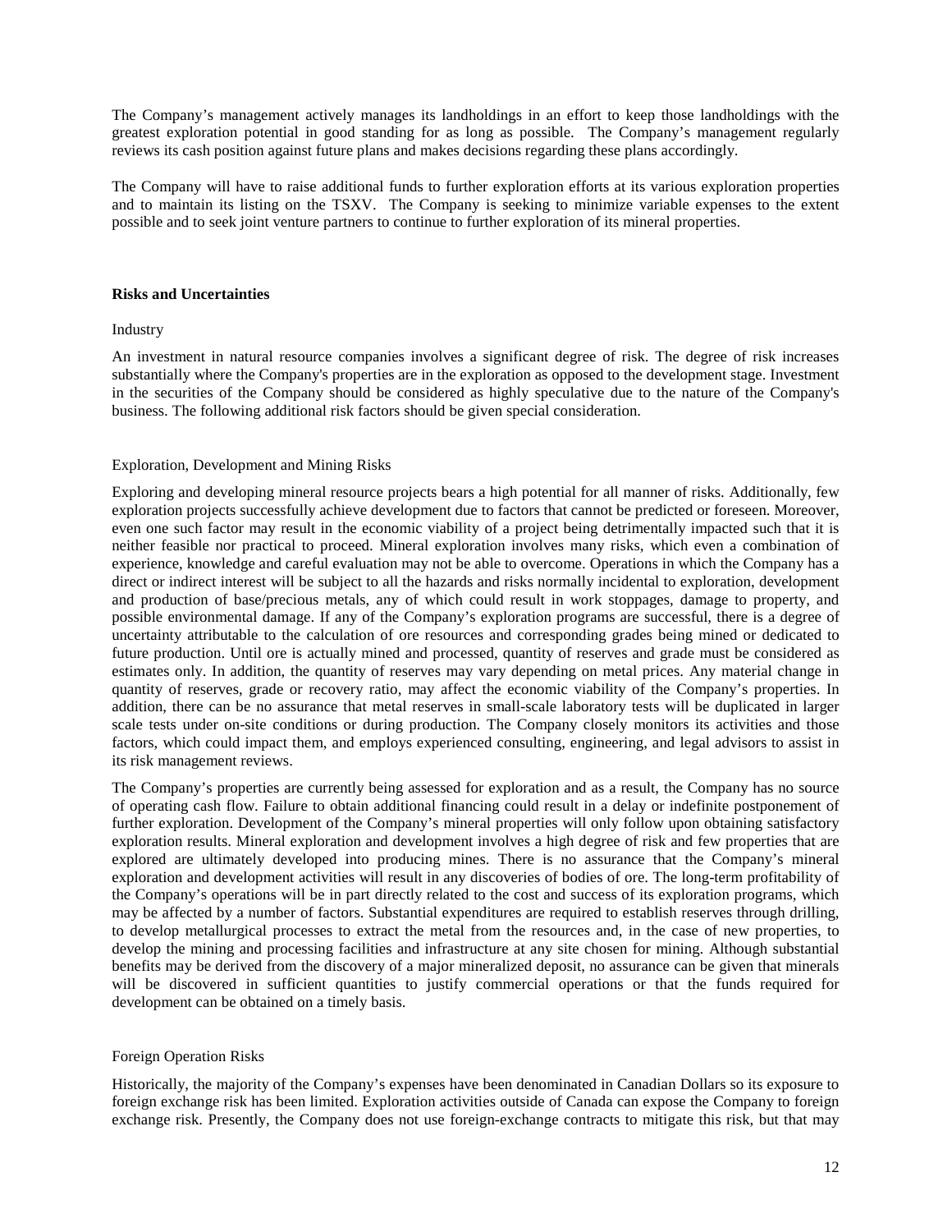The Company's management actively manages its landholdings in an effort to keep those landholdings with the greatest exploration potential in good standing for as long as possible. The Company's management regularly reviews its cash position against future plans and makes decisions regarding these plans accordingly.

The Company will have to raise additional funds to further exploration efforts at its various exploration properties and to maintain its listing on the TSXV. The Company is seeking to minimize variable expenses to the extent possible and to seek joint venture partners to continue to further exploration of its mineral properties.

## Risks and Uncertainties

### Industry

An investment in natural resource companies involves a significant degree of risk. The degree of risk increases substantially where the Company's properties are in the exploration as opposed to the development stage. Investment in the securities of the Company should be considered as highly speculative due to the nature of the Company's business. The following additional risk factors should be given special consideration.

### Exploration, Development and Mining Risks

Exploring and developing mineral resource projects bears a high potential for all manner of risks. Additionally, few exploration projects successfully achieve development due to factors that cannot be predicted or foreseen. Moreover, even one such factor may result in the economic viability of a project being detrimentally impacted such that it is neither feasible nor practical to proceed. Mineral exploration involves many risks, which even a combination of experience, knowledge and careful evaluation may not be able to overcome. Operations in which the Company has a direct or indirect interest will be subject to all the hazards and risks normally incidental to exploration, development and production of base/precious metals, any of which could result in work stoppages, damage to property, and possible environmental damage. If any of the Company's exploration programs are successful, there is a degree of uncertainty attributable to the calculation of ore resources and corresponding grades being mined or dedicated to future production. Until ore is actually mined and processed, quantity of reserves and grade must be considered as estimates only. In addition, the quantity of reserves may vary depending on metal prices. Any material change in quantity of reserves, grade or recovery ratio, may affect the economic viability of the Company's properties. In addition, there can be no assurance that metal reserves in small-scale laboratory tests will be duplicated in larger scale tests under on-site conditions or during production. The Company closely monitors its activities and those factors, which could impact them, and employs experienced consulting, engineering, and legal advisors to assist in its risk management reviews.

The Company's properties are currently being assessed for exploration and as a result, the Company has no source of operating cash flow. Failure to obtain additional financing could result in a delay or indefinite postponement of further exploration. Development of the Company's mineral properties will only follow upon obtaining satisfactory exploration results. Mineral exploration and development involves a high degree of risk and few properties that are explored are ultimately developed into producing mines. There is no assurance that the Company's mineral exploration and development activities will result in any discoveries of bodies of ore. The long-term profitability of the Company's operations will be in part directly related to the cost and success of its exploration programs, which may be affected by a number of factors. Substantial expenditures are required to establish reserves through drilling, to develop metallurgical processes to extract the metal from the resources and, in the case of new properties, to develop the mining and processing facilities and infrastructure at any site chosen for mining. Although substantial benefits may be derived from the discovery of a major mineralized deposit, no assurance can be given that minerals will be discovered in sufficient quantities to justify commercial operations or that the funds required for development can be obtained on a timely basis.

### Foreign Operation Risks

Historically, the majority of the Company's expenses have been denominated in Canadian Dollars so its exposure to foreign exchange risk has been limited. Exploration activities outside of Canada can expose the Company to foreign exchange risk. Presently, the Company does not use foreign-exchange contracts to mitigate this risk, but that may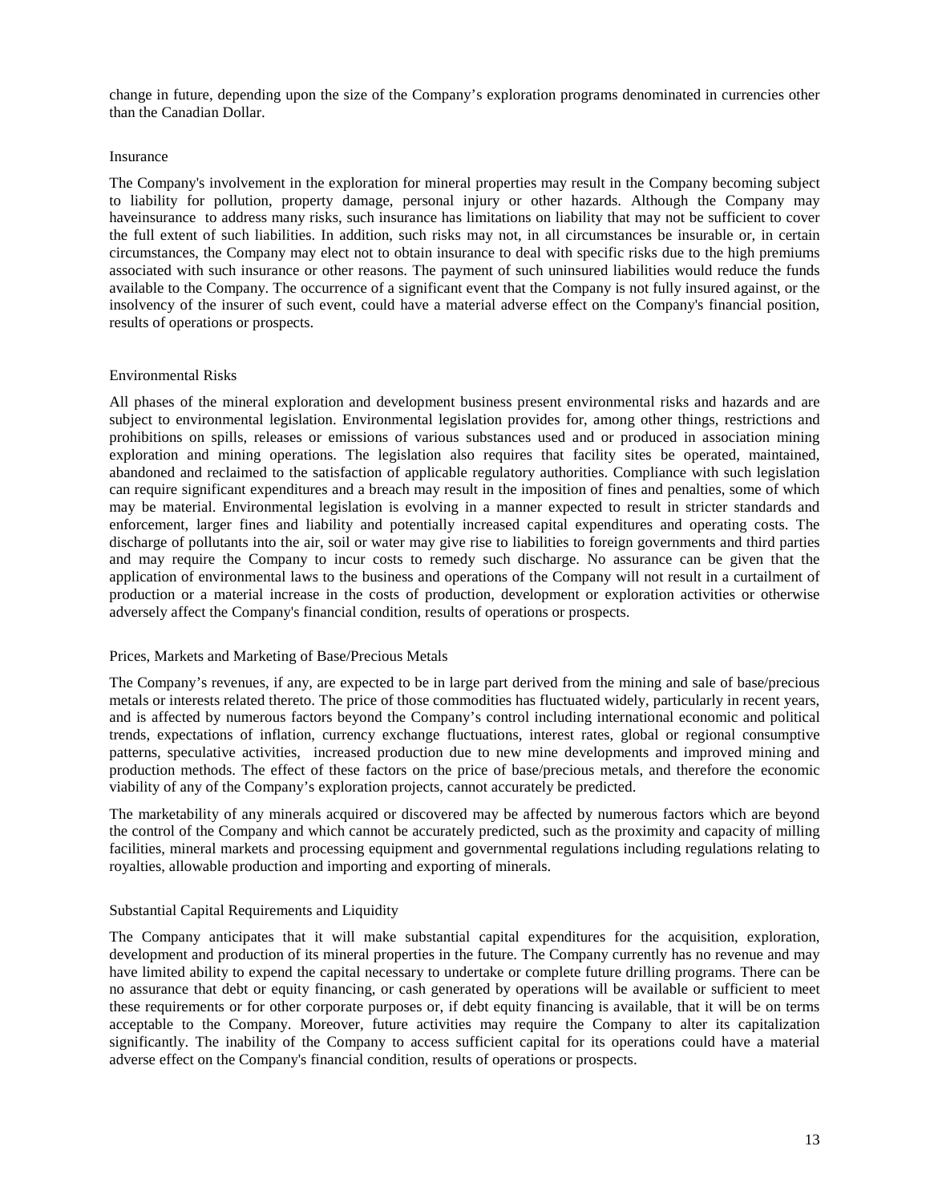change in future, depending upon the size of the Company's exploration programs denominated in currencies other than the Canadian Dollar.

### Insurance

The Company's involvement in the exploration for mineral properties may result in the Company becoming subject to liability for pollution, property damage, personal injury or other hazards. Although the Company may haveinsurance to address many risks, such insurance has limitations on liability that may not be sufficient to cover the full extent of such liabilities. In addition, such risks may not, in all circumstances be insurable or, in certain circumstances, the Company may elect not to obtain insurance to deal with specific risks due to the high premiums associated with such insurance or other reasons. The payment of such uninsured liabilities would reduce the funds available to the Company. The occurrence of a significant event that the Company is not fully insured against, or the insolvency of the insurer of such event, could have a material adverse effect on the Company's financial position, results of operations or prospects.

### Environmental Risks

All phases of the mineral exploration and development business present environmental risks and hazards and are subject to environmental legislation. Environmental legislation provides for, among other things, restrictions and prohibitions on spills, releases or emissions of various substances used and or produced in association mining exploration and mining operations. The legislation also requires that facility sites be operated, maintained, abandoned and reclaimed to the satisfaction of applicable regulatory authorities. Compliance with such legislation can require significant expenditures and a breach may result in the imposition of fines and penalties, some of which may be material. Environmental legislation is evolving in a manner expected to result in stricter standards and enforcement, larger fines and liability and potentially increased capital expenditures and operating costs. The discharge of pollutants into the air, soil or water may give rise to liabilities to foreign governments and third parties and may require the Company to incur costs to remedy such discharge. No assurance can be given that the application of environmental laws to the business and operations of the Company will not result in a curtailment of production or a material increase in the costs of production, development or exploration activities or otherwise adversely affect the Company's financial condition, results of operations or prospects.

### Prices, Markets and Marketing of Base/Precious Metals

The Company's revenues, if any, are expected to be in large part derived from the mining and sale of base/precious metals or interests related thereto. The price of those commodities has fluctuated widely, particularly in recent years, and is affected by numerous factors beyond the Company's control including international economic and political trends, expectations of inflation, currency exchange fluctuations, interest rates, global or regional consumptive patterns, speculative activities, increased production due to new mine developments and improved mining and production methods. The effect of these factors on the price of base/precious metals, and therefore the economic viability of any of the Company's exploration projects, cannot accurately be predicted.

The marketability of any minerals acquired or discovered may be affected by numerous factors which are beyond the control of the Company and which cannot be accurately predicted, such as the proximity and capacity of milling facilities, mineral markets and processing equipment and governmental regulations including regulations relating to royalties, allowable production and importing and exporting of minerals.

### Substantial Capital Requirements and Liquidity

The Company anticipates that it will make substantial capital expenditures for the acquisition, exploration, development and production of its mineral properties in the future. The Company currently has no revenue and may have limited ability to expend the capital necessary to undertake or complete future drilling programs. There can be no assurance that debt or equity financing, or cash generated by operations will be available or sufficient to meet these requirements or for other corporate purposes or, if debt equity financing is available, that it will be on terms acceptable to the Company. Moreover, future activities may require the Company to alter its capitalization significantly. The inability of the Company to access sufficient capital for its operations could have a material adverse effect on the Company's financial condition, results of operations or prospects.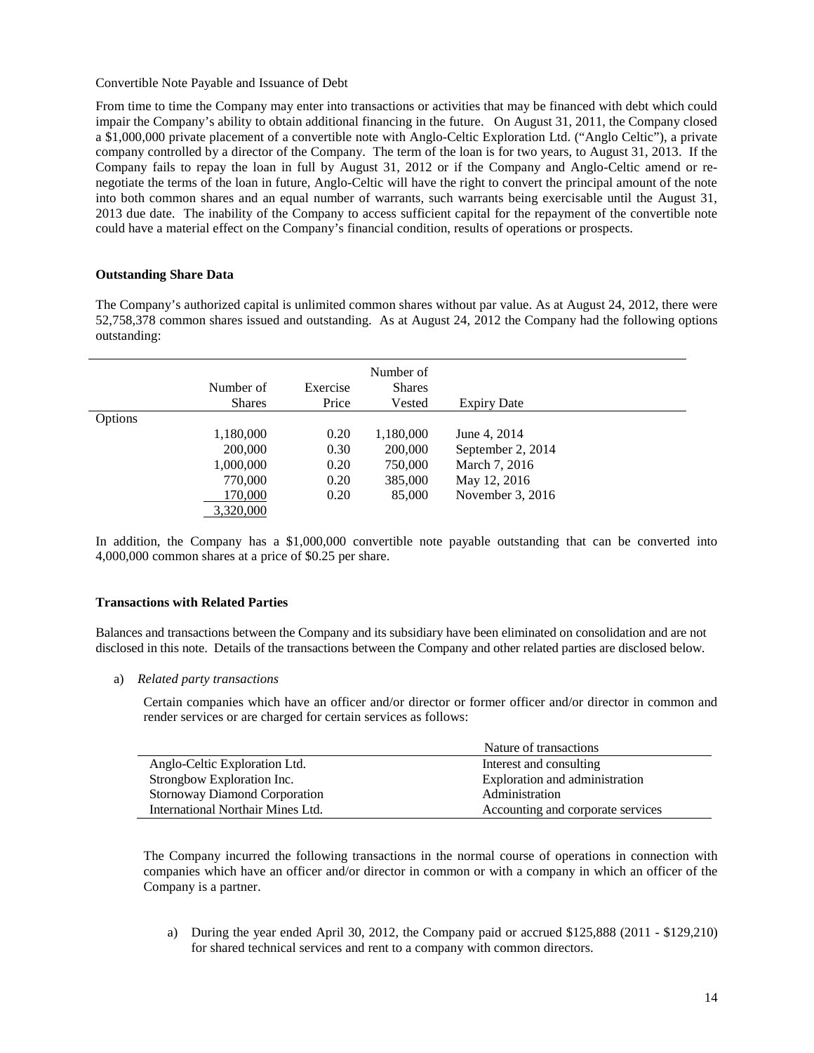Convertible Note Payable and Issuance of Debt

From time to time the Company may enter into transactions or activities that may be financed with debt which could impair the Company's ability to obtain additional financing in the future. On August 31, 2011, the Company closed a $1,000,000 private placement of a convertible note with Anglo-Celtic Exploration Ltd. ("Anglo Celtic"), a private company controlled by a director of the Company. The term of the loan is for two years, to August 31, 2013. If the Company fails to repay the loan in full by August 31, 2012 or if the Company and Anglo-Celtic amend or re-negotiate the terms of the loan in future, Anglo-Celtic will have the right to convert the principal amount of the note into both common shares and an equal number of warrants, such warrants being exercisable until the August 31, 2013 due date. The inability of the Company to access sufficient capital for the repayment of the convertible note could have a material effect on the Company's financial condition, results of operations or prospects.

**Outstanding Share Data**

The Company's authorized capital is unlimited common shares without par value. As at August 24, 2012, there were 52,758,378 common shares issued and outstanding. As at August 24, 2012 the Company had the following options outstanding:

| | Number of Shares | Exercise Price | Number of Shares Vested | Expiry Date |
|---|---|---|---|---|
| Options | | | | |
| | 1,180,000 | 0.20 | 1,180,000 | June 4, 2014 |
| | 200,000 | 0.30 | 200,000 | September 2, 2014 |
| | 1,000,000 | 0.20 | 750,000 | March 7, 2016 |
| | 770,000 | 0.20 | 385,000 | May 12, 2016 |
| | 170,000 | 0.20 | 85,000 | November 3, 2016 |
| | 3,320,000 | | | |

In addition, the Company has a $1,000,000 convertible note payable outstanding that can be converted into 4,000,000 common shares at a price of $0.25 per share.

**Transactions with Related Parties**

Balances and transactions between the Company and its subsidiary have been eliminated on consolidation and are not disclosed in this note. Details of the transactions between the Company and other related parties are disclosed below.

a) *Related party transactions*

Certain companies which have an officer and/or director or former officer and/or director in common and render services or are charged for certain services as follows:

| | Nature of transactions |
|---|---|
| Anglo-Celtic Exploration Ltd. | Interest and consulting |
| Strongbow Exploration Inc. | Exploration and administration |
| Stornoway Diamond Corporation | Administration |
| International Northair Mines Ltd. | Accounting and corporate services |

The Company incurred the following transactions in the normal course of operations in connection with companies which have an officer and/or director in common or with a company in which an officer of the Company is a partner.

a) During the year ended April 30, 2012, the Company paid or accrued $125,888 (2011 - $129,210) for shared technical services and rent to a company with common directors.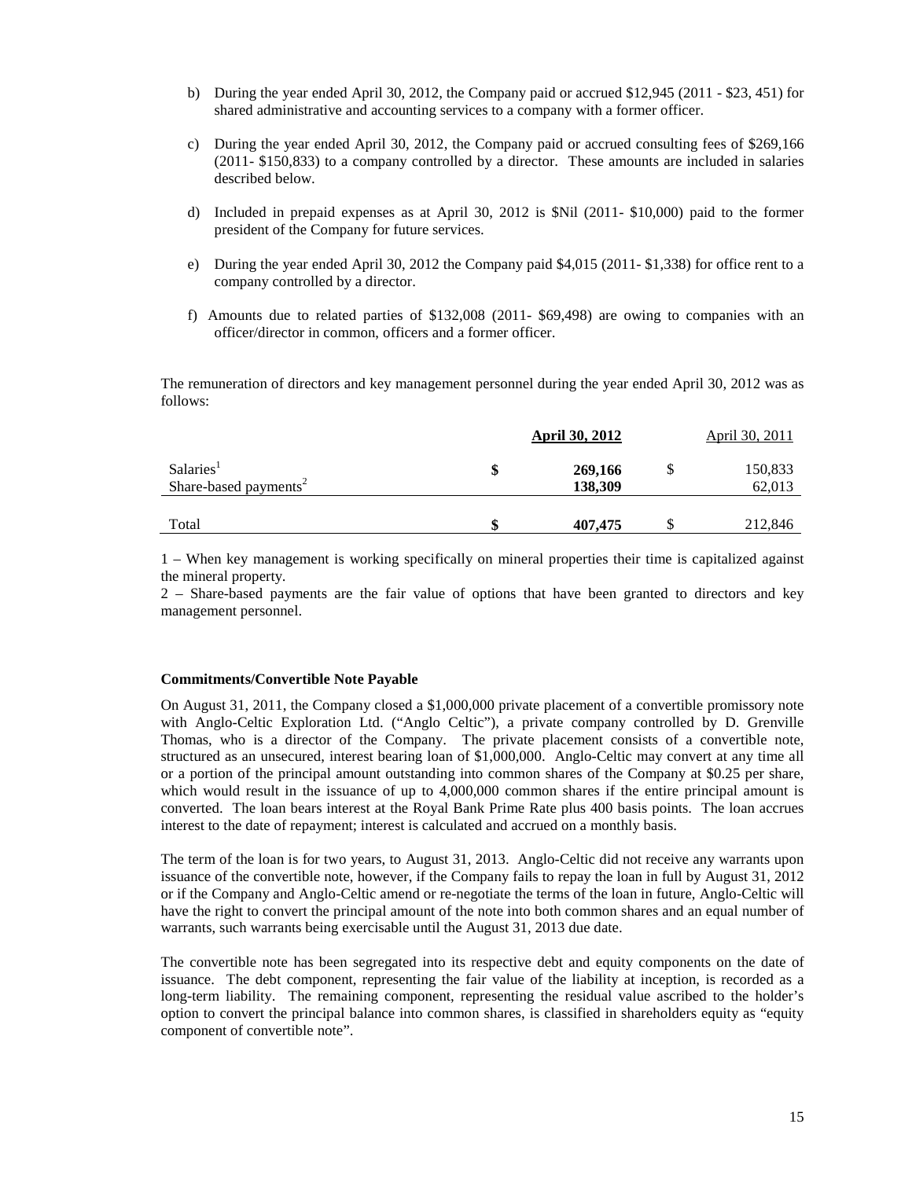b) During the year ended April 30, 2012, the Company paid or accrued $12,945 (2011 - $23, 451) for shared administrative and accounting services to a company with a former officer.

c) During the year ended April 30, 2012, the Company paid or accrued consulting fees of $269,166 (2011- $150,833) to a company controlled by a director. These amounts are included in salaries described below.

d) Included in prepaid expenses as at April 30, 2012 is $Nil (2011- $10,000) paid to the former president of the Company for future services.

e) During the year ended April 30, 2012 the Company paid $4,015 (2011- $1,338) for office rent to a company controlled by a director.

f) Amounts due to related parties of $132,008 (2011- $69,498) are owing to companies with an officer/director in common, officers and a former officer.

The remuneration of directors and key management personnel during the year ended April 30, 2012 was as follows:

| | | **April 30, 2012** | | April 30, 2011 |
|---|---|---|---|---|
| Salaries[1] | **$** | **269,166** | $ | 150,833 |
| Share-based payments[2] | | **138,309** | | 62,013 |
| Total | **$** | **407,475** | $ | 212,846 |

1 – When key management is working specifically on mineral properties their time is capitalized against the mineral property.

2 – Share-based payments are the fair value of options that have been granted to directors and key management personnel.

**Commitments/Convertible Note Payable**

On August 31, 2011, the Company closed a $1,000,000 private placement of a convertible promissory note with Anglo-Celtic Exploration Ltd. ("Anglo Celtic"), a private company controlled by D. Grenville Thomas, who is a director of the Company. The private placement consists of a convertible note, structured as an unsecured, interest bearing loan of $1,000,000. Anglo-Celtic may convert at any time all or a portion of the principal amount outstanding into common shares of the Company at $0.25 per share, which would result in the issuance of up to 4,000,000 common shares if the entire principal amount is converted. The loan bears interest at the Royal Bank Prime Rate plus 400 basis points. The loan accrues interest to the date of repayment; interest is calculated and accrued on a monthly basis.

The term of the loan is for two years, to August 31, 2013. Anglo-Celtic did not receive any warrants upon issuance of the convertible note, however, if the Company fails to repay the loan in full by August 31, 2012 or if the Company and Anglo-Celtic amend or re-negotiate the terms of the loan in future, Anglo-Celtic will have the right to convert the principal amount of the note into both common shares and an equal number of warrants, such warrants being exercisable until the August 31, 2013 due date.

The convertible note has been segregated into its respective debt and equity components on the date of issuance. The debt component, representing the fair value of the liability at inception, is recorded as a long-term liability. The remaining component, representing the residual value ascribed to the holder's option to convert the principal balance into common shares, is classified in shareholders equity as "equity component of convertible note".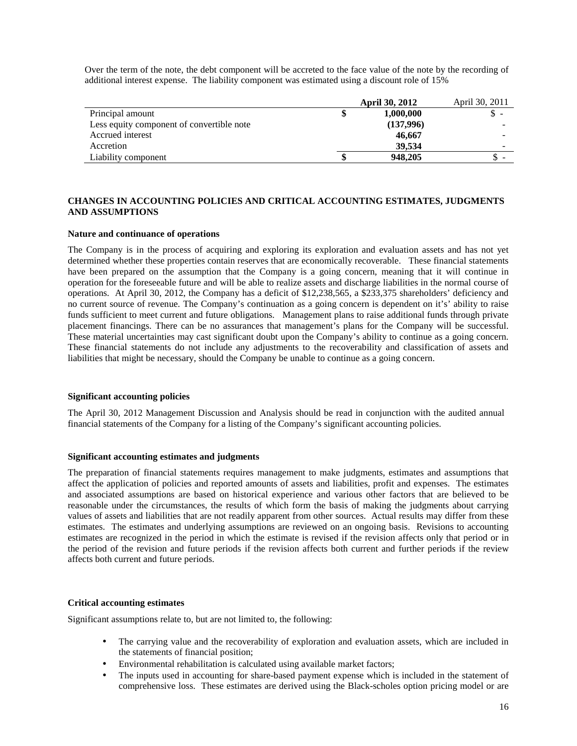Over the term of the note, the debt component will be accreted to the face value of the note by the recording of additional interest expense. The liability component was estimated using a discount role of 15%

| | April 30, 2012 | April 30, 2011 |
|---|---|---|
| Principal amount | $ **1,000,000** | $ - |
| Less equity component of convertible note | **(137,996)** | - |
| Accrued interest | **46,667** | - |
| Accretion | **39,534** | - |
| Liability component | $ **948,205** | $ - |

## CHANGES IN ACCOUNTING POLICIES AND CRITICAL ACCOUNTING ESTIMATES, JUDGMENTS AND ASSUMPTIONS

### Nature and continuance of operations

The Company is in the process of acquiring and exploring its exploration and evaluation assets and has not yet determined whether these properties contain reserves that are economically recoverable. These financial statements have been prepared on the assumption that the Company is a going concern, meaning that it will continue in operation for the foreseeable future and will be able to realize assets and discharge liabilities in the normal course of operations. At April 30, 2012, the Company has a deficit of $12,238,565, a $233,375 shareholders' deficiency and no current source of revenue. The Company's continuation as a going concern is dependent on it's' ability to raise funds sufficient to meet current and future obligations. Management plans to raise additional funds through private placement financings. There can be no assurances that management's plans for the Company will be successful. These material uncertainties may cast significant doubt upon the Company's ability to continue as a going concern. These financial statements do not include any adjustments to the recoverability and classification of assets and liabilities that might be necessary, should the Company be unable to continue as a going concern.

### Significant accounting policies

The April 30, 2012 Management Discussion and Analysis should be read in conjunction with the audited annual financial statements of the Company for a listing of the Company's significant accounting policies.

### Significant accounting estimates and judgments

The preparation of financial statements requires management to make judgments, estimates and assumptions that affect the application of policies and reported amounts of assets and liabilities, profit and expenses. The estimates and associated assumptions are based on historical experience and various other factors that are believed to be reasonable under the circumstances, the results of which form the basis of making the judgments about carrying values of assets and liabilities that are not readily apparent from other sources. Actual results may differ from these estimates. The estimates and underlying assumptions are reviewed on an ongoing basis. Revisions to accounting estimates are recognized in the period in which the estimate is revised if the revision affects only that period or in the period of the revision and future periods if the revision affects both current and further periods if the review affects both current and future periods.

### Critical accounting estimates

Significant assumptions relate to, but are not limited to, the following:

- The carrying value and the recoverability of exploration and evaluation assets, which are included in the statements of financial position;
- Environmental rehabilitation is calculated using available market factors;
- The inputs used in accounting for share-based payment expense which is included in the statement of comprehensive loss. These estimates are derived using the Black-scholes option pricing model or are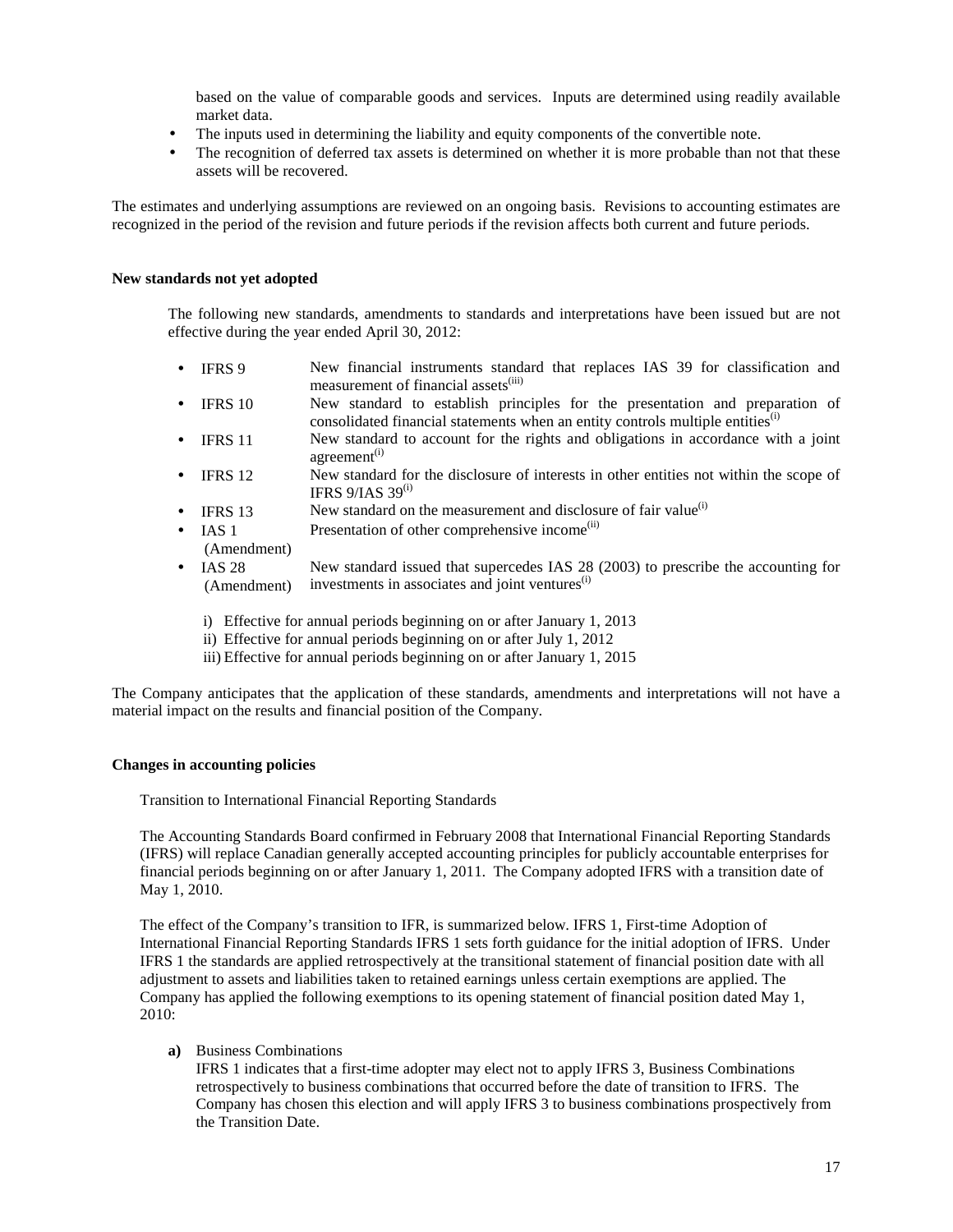based on the value of comparable goods and services. Inputs are determined using readily available market data.

- The inputs used in determining the liability and equity components of the convertible note.
- The recognition of deferred tax assets is determined on whether it is more probable than not that these assets will be recovered.

The estimates and underlying assumptions are reviewed on an ongoing basis. Revisions to accounting estimates are recognized in the period of the revision and future periods if the revision affects both current and future periods.

**New standards not yet adopted**

The following new standards, amendments to standards and interpretations have been issued but are not effective during the year ended April 30, 2012:

- IFRS 9 — New financial instruments standard that replaces IAS 39 for classification and measurement of financial assets[iii]
- IFRS 10 — New standard to establish principles for the presentation and preparation of consolidated financial statements when an entity controls multiple entities[i]
- IFRS 11 — New standard to account for the rights and obligations in accordance with a joint agreement[i]
- IFRS 12 — New standard for the disclosure of interests in other entities not within the scope of IFRS 9/IAS 39[i]
- IFRS 13 — New standard on the measurement and disclosure of fair value[i]
- IAS 1 (Amendment) — Presentation of other comprehensive income[ii]
- IAS 28 (Amendment) — New standard issued that supercedes IAS 28 (2003) to prescribe the accounting for investments in associates and joint ventures[i]

i) Effective for annual periods beginning on or after January 1, 2013
ii) Effective for annual periods beginning on or after July 1, 2012
iii) Effective for annual periods beginning on or after January 1, 2015

The Company anticipates that the application of these standards, amendments and interpretations will not have a material impact on the results and financial position of the Company.

**Changes in accounting policies**

Transition to International Financial Reporting Standards

The Accounting Standards Board confirmed in February 2008 that International Financial Reporting Standards (IFRS) will replace Canadian generally accepted accounting principles for publicly accountable enterprises for financial periods beginning on or after January 1, 2011. The Company adopted IFRS with a transition date of May 1, 2010.

The effect of the Company's transition to IFR, is summarized below. IFRS 1, First-time Adoption of International Financial Reporting Standards IFRS 1 sets forth guidance for the initial adoption of IFRS. Under IFRS 1 the standards are applied retrospectively at the transitional statement of financial position date with all adjustment to assets and liabilities taken to retained earnings unless certain exemptions are applied. The Company has applied the following exemptions to its opening statement of financial position dated May 1, 2010:

**a)** Business Combinations
IFRS 1 indicates that a first-time adopter may elect not to apply IFRS 3, Business Combinations retrospectively to business combinations that occurred before the date of transition to IFRS. The Company has chosen this election and will apply IFRS 3 to business combinations prospectively from the Transition Date.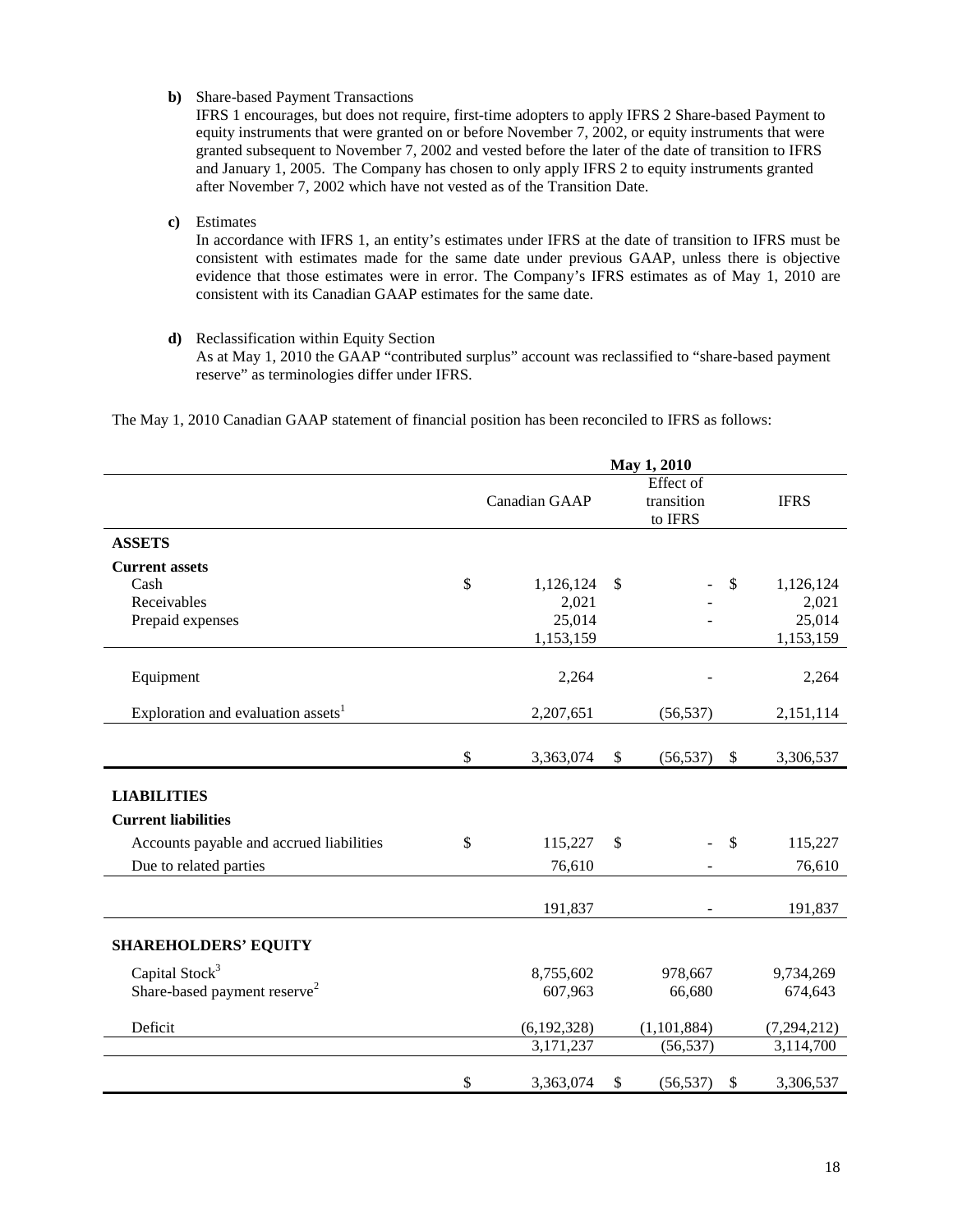**b)** Share-based Payment Transactions
IFRS 1 encourages, but does not require, first-time adopters to apply IFRS 2 Share-based Payment to equity instruments that were granted on or before November 7, 2002, or equity instruments that were granted subsequent to November 7, 2002 and vested before the later of the date of transition to IFRS and January 1, 2005. The Company has chosen to only apply IFRS 2 to equity instruments granted after November 7, 2002 which have not vested as of the Transition Date.

**c)** Estimates
In accordance with IFRS 1, an entity's estimates under IFRS at the date of transition to IFRS must be consistent with estimates made for the same date under previous GAAP, unless there is objective evidence that those estimates were in error. The Company's IFRS estimates as of May 1, 2010 are consistent with its Canadian GAAP estimates for the same date.

**d)** Reclassification within Equity Section
As at May 1, 2010 the GAAP "contributed surplus" account was reclassified to "share-based payment reserve" as terminologies differ under IFRS.

The May 1, 2010 Canadian GAAP statement of financial position has been reconciled to IFRS as follows:

| | May 1, 2010 | | |
|---|---|---|---|
| | Canadian GAAP | Effect of transition to IFRS | IFRS |
| **ASSETS** | | | |
| **Current assets** | | | |
| Cash | $ 1,126,124 | $ - | $ 1,126,124 |
| Receivables | 2,021 | - | 2,021 |
| Prepaid expenses | 25,014 | - | 25,014 |
| | 1,153,159 | | 1,153,159 |
| Equipment | 2,264 | - | 2,264 |
| Exploration and evaluation assets[1] | 2,207,651 | (56,537) | 2,151,114 |
| | $ 3,363,074 | $ (56,537) | $ 3,306,537 |
| **LIABILITIES** | | | |
| **Current liabilities** | | | |
| Accounts payable and accrued liabilities | $ 115,227 | $ - | $ 115,227 |
| Due to related parties | 76,610 | - | 76,610 |
| | 191,837 | - | 191,837 |
| **SHAREHOLDERS' EQUITY** | | | |
| Capital Stock[3] | 8,755,602 | 978,667 | 9,734,269 |
| Share-based payment reserve[2] | 607,963 | 66,680 | 674,643 |
| Deficit | (6,192,328) | (1,101,884) | (7,294,212) |
| | 3,171,237 | (56,537) | 3,114,700 |
| | $ 3,363,074 | $ (56,537) | $ 3,306,537 |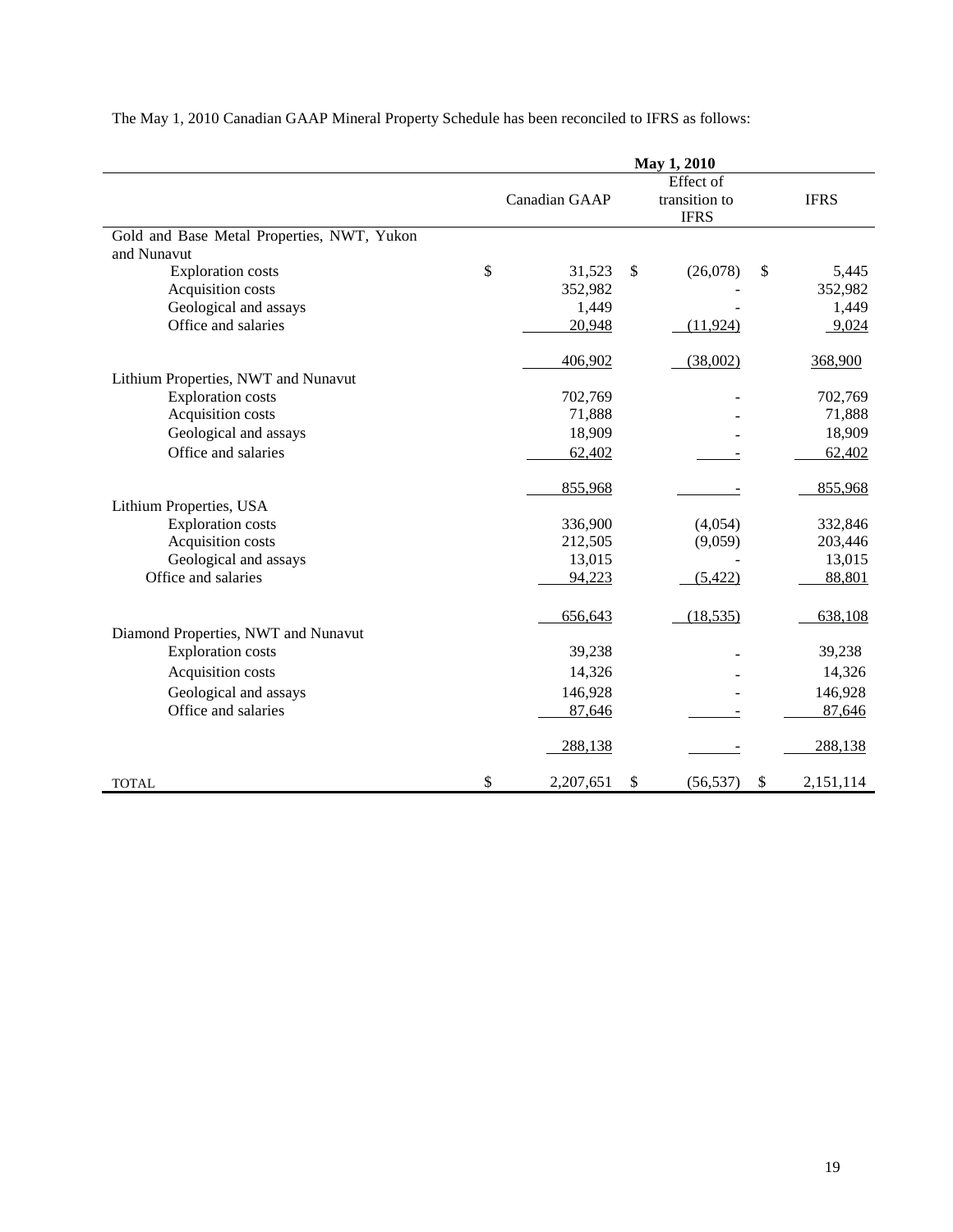The May 1, 2010 Canadian GAAP Mineral Property Schedule has been reconciled to IFRS as follows:

| | May 1, 2010 | | |
|---|---|---|---|
| | Canadian GAAP | Effect of transition to IFRS | IFRS |
| **Gold and Base Metal Properties, NWT, Yukon and Nunavut** | | | |
| Exploration costs | $ 31,523 | $ (26,078) | $ 5,445 |
| Acquisition costs | 352,982 | - | 352,982 |
| Geological and assays | 1,449 | - | 1,449 |
| Office and salaries | 20,948 | (11,924) | 9,024 |
| | 406,902 | (38,002) | 368,900 |
| **Lithium Properties, NWT and Nunavut** | | | |
| Exploration costs | 702,769 | - | 702,769 |
| Acquisition costs | 71,888 | - | 71,888 |
| Geological and assays | 18,909 | - | 18,909 |
| Office and salaries | 62,402 | - | 62,402 |
| | 855,968 | - | 855,968 |
| **Lithium Properties, USA** | | | |
| Exploration costs | 336,900 | (4,054) | 332,846 |
| Acquisition costs | 212,505 | (9,059) | 203,446 |
| Geological and assays | 13,015 | - | 13,015 |
| Office and salaries | 94,223 | (5,422) | 88,801 |
| | 656,643 | (18,535) | 638,108 |
| **Diamond Properties, NWT and Nunavut** | | | |
| Exploration costs | 39,238 | - | 39,238 |
| Acquisition costs | 14,326 | - | 14,326 |
| Geological and assays | 146,928 | - | 146,928 |
| Office and salaries | 87,646 | - | 87,646 |
| | 288,138 | - | 288,138 |
| TOTAL | $ 2,207,651 | $ (56,537) | $ 2,151,114 |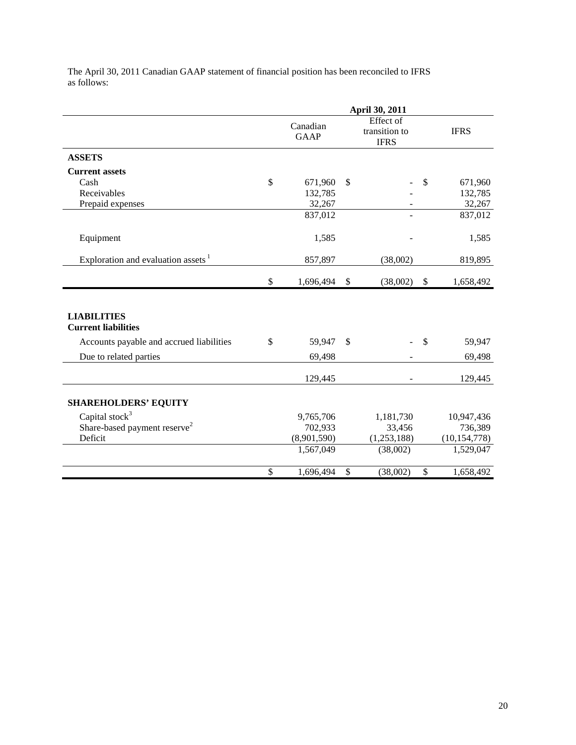The April 30, 2011 Canadian GAAP statement of financial position has been reconciled to IFRS as follows:

| | April 30, 2011 | | |
|---|---|---|---|
| | Canadian GAAP | Effect of transition to IFRS | IFRS |
| **ASSETS** | | | |
| **Current assets** | | | |
| Cash | $ 671,960 | $ - | $ 671,960 |
| Receivables | 132,785 | - | 132,785 |
| Prepaid expenses | 32,267 | - | 32,267 |
| | 837,012 | - | 837,012 |
| Equipment | 1,585 | - | 1,585 |
| Exploration and evaluation assets [1] | 857,897 | (38,002) | 819,895 |
| | $ 1,696,494 | $ (38,002) | $ 1,658,492 |
| **LIABILITIES** | | | |
| **Current liabilities** | | | |
| Accounts payable and accrued liabilities | $ 59,947 | $ - | $ 59,947 |
| Due to related parties | 69,498 | - | 69,498 |
| | 129,445 | - | 129,445 |
| **SHAREHOLDERS' EQUITY** | | | |
| Capital stock[3] | 9,765,706 | 1,181,730 | 10,947,436 |
| Share-based payment reserve[2] | 702,933 | 33,456 | 736,389 |
| Deficit | (8,901,590) | (1,253,188) | (10,154,778) |
| | 1,567,049 | (38,002) | 1,529,047 |
| | $ 1,696,494 | $ (38,002) | $ 1,658,492 |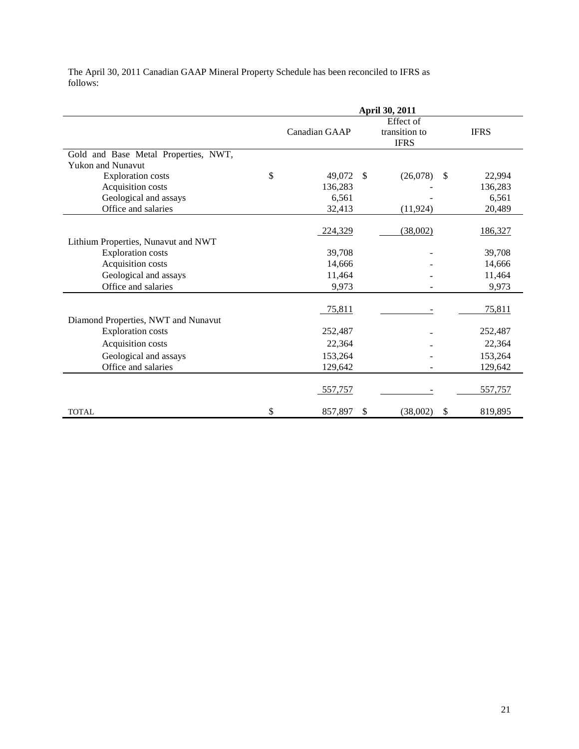The April 30, 2011 Canadian GAAP Mineral Property Schedule has been reconciled to IFRS as follows:

| | April 30, 2011 | | |
|---|---|---|---|
| | Canadian GAAP | Effect of transition to IFRS | IFRS |
| Gold and Base Metal Properties, NWT, Yukon and Nunavut | | | |
| Exploration costs | $ 49,072 | $ (26,078) | $ 22,994 |
| Acquisition costs | 136,283 | - | 136,283 |
| Geological and assays | 6,561 | - | 6,561 |
| Office and salaries | 32,413 | (11,924) | 20,489 |
| | 224,329 | (38,002) | 186,327 |
| Lithium Properties, Nunavut and NWT | | | |
| Exploration costs | 39,708 | - | 39,708 |
| Acquisition costs | 14,666 | - | 14,666 |
| Geological and assays | 11,464 | - | 11,464 |
| Office and salaries | 9,973 | - | 9,973 |
| | 75,811 | - | 75,811 |
| Diamond Properties, NWT and Nunavut | | | |
| Exploration costs | 252,487 | - | 252,487 |
| Acquisition costs | 22,364 | - | 22,364 |
| Geological and assays | 153,264 | - | 153,264 |
| Office and salaries | 129,642 | - | 129,642 |
| | 557,757 | - | 557,757 |
| TOTAL | $ 857,897 | $ (38,002) | $ 819,895 |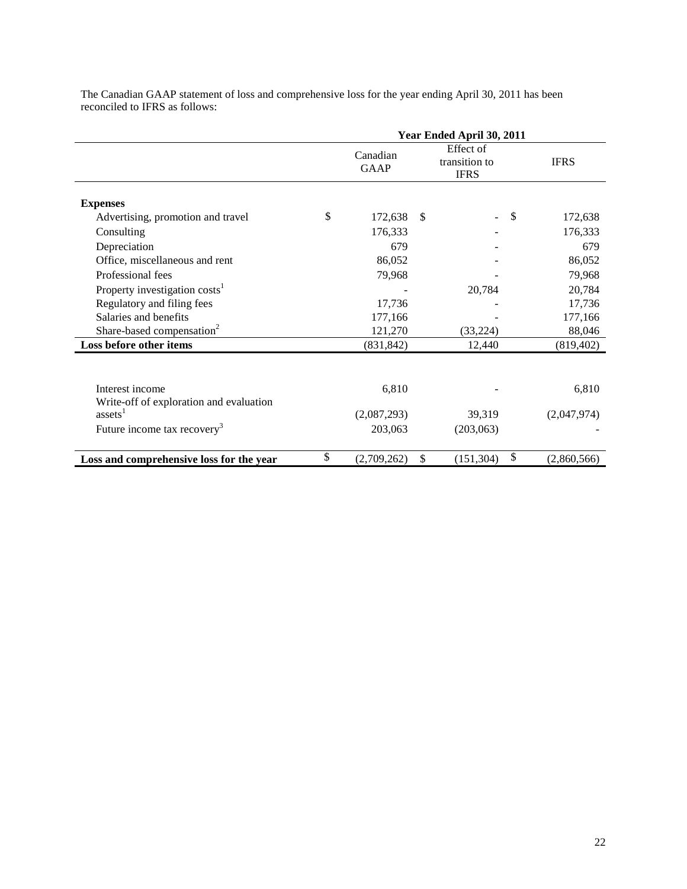The Canadian GAAP statement of loss and comprehensive loss for the year ending April 30, 2011 has been reconciled to IFRS as follows:

| | Year Ended April 30, 2011 | | |
|---|---|---|---|
| | Canadian GAAP | Effect of transition to IFRS | IFRS |
| **Expenses** | | | |
| Advertising, promotion and travel | $ 172,638 | $ - | $ 172,638 |
| Consulting | 176,333 | - | 176,333 |
| Depreciation | 679 | - | 679 |
| Office, miscellaneous and rent | 86,052 | - | 86,052 |
| Professional fees | 79,968 | - | 79,968 |
| Property investigation costs[1] | - | 20,784 | 20,784 |
| Regulatory and filing fees | 17,736 | - | 17,736 |
| Salaries and benefits | 177,166 | - | 177,166 |
| Share-based compensation[2] | 121,270 | (33,224) | 88,046 |
| **Loss before other items** | (831,842) | 12,440 | (819,402) |
| Interest income | 6,810 | - | 6,810 |
| Write-off of exploration and evaluation assets[1] | (2,087,293) | 39,319 | (2,047,974) |
| Future income tax recovery[3] | 203,063 | (203,063) | - |
| **Loss and comprehensive loss for the year** | $ (2,709,262) | $ (151,304) | $ (2,860,566) |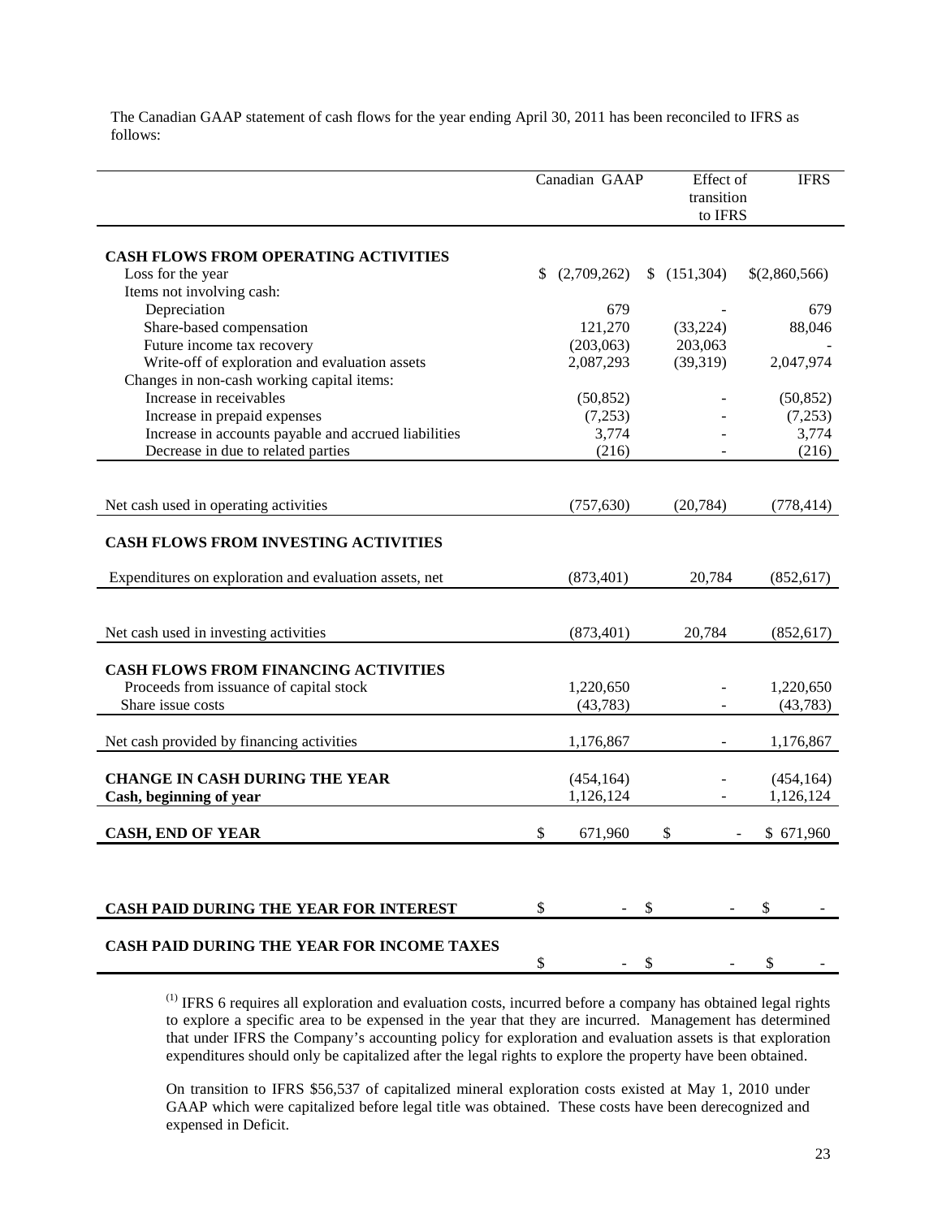The Canadian GAAP statement of cash flows for the year ending April 30, 2011 has been reconciled to IFRS as follows:

| | Canadian GAAP | Effect of transition to IFRS | IFRS |
|---|---|---|---|
| **CASH FLOWS FROM OPERATING ACTIVITIES** | | | |
| Loss for the year | $ (2,709,262) | $ (151,304) | $(2,860,566) |
| Items not involving cash: | | | |
| Depreciation | 679 | - | 679 |
| Share-based compensation | 121,270 | (33,224) | 88,046 |
| Future income tax recovery | (203,063) | 203,063 | - |
| Write-off of exploration and evaluation assets | 2,087,293 | (39,319) | 2,047,974 |
| Changes in non-cash working capital items: | | | |
| Increase in receivables | (50,852) | - | (50,852) |
| Increase in prepaid expenses | (7,253) | - | (7,253) |
| Increase in accounts payable and accrued liabilities | 3,774 | - | 3,774 |
| Decrease in due to related parties | (216) | - | (216) |
| Net cash used in operating activities | (757,630) | (20,784) | (778,414) |
| **CASH FLOWS FROM INVESTING ACTIVITIES** | | | |
| Expenditures on exploration and evaluation assets, net | (873,401) | 20,784 | (852,617) |
| Net cash used in investing activities | (873,401) | 20,784 | (852,617) |
| **CASH FLOWS FROM FINANCING ACTIVITIES** | | | |
| Proceeds from issuance of capital stock | 1,220,650 | - | 1,220,650 |
| Share issue costs | (43,783) | - | (43,783) |
| Net cash provided by financing activities | 1,176,867 | - | 1,176,867 |
| **CHANGE IN CASH DURING THE YEAR** | (454,164) | - | (454,164) |
| **Cash, beginning of year** | 1,126,124 | - | 1,126,124 |
| **CASH, END OF YEAR** | $ 671,960 | $ - | $ 671,960 |
| **CASH PAID DURING THE YEAR FOR INTEREST** | $ - | $ - | $ - |
| **CASH PAID DURING THE YEAR FOR INCOME TAXES** | $ - | $ - | $ - |

[(1)] IFRS 6 requires all exploration and evaluation costs, incurred before a company has obtained legal rights to explore a specific area to be expensed in the year that they are incurred. Management has determined that under IFRS the Company's accounting policy for exploration and evaluation assets is that exploration expenditures should only be capitalized after the legal rights to explore the property have been obtained.

On transition to IFRS $56,537 of capitalized mineral exploration costs existed at May 1, 2010 under GAAP which were capitalized before legal title was obtained. These costs have been derecognized and expensed in Deficit.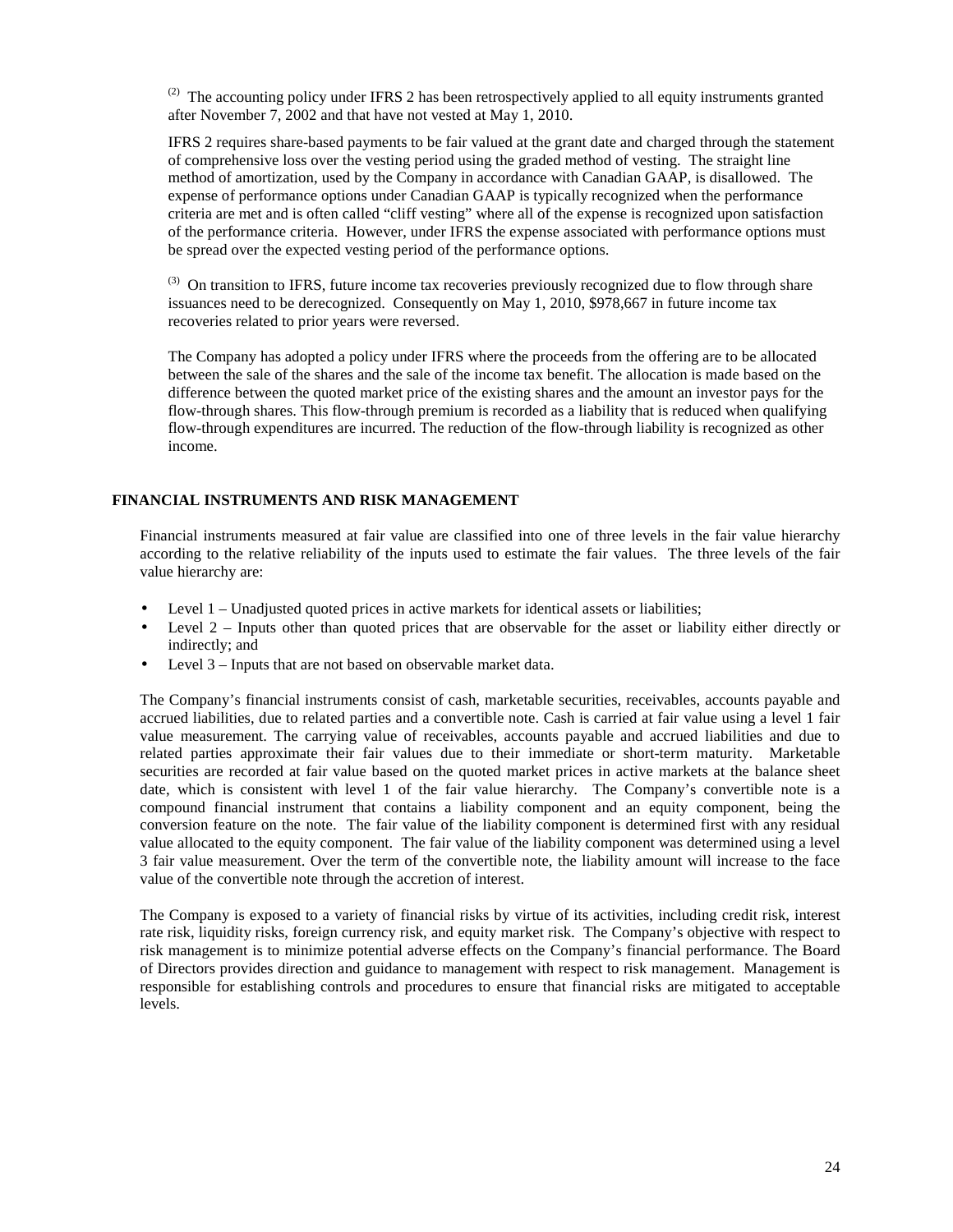(2) The accounting policy under IFRS 2 has been retrospectively applied to all equity instruments granted after November 7, 2002 and that have not vested at May 1, 2010.

IFRS 2 requires share-based payments to be fair valued at the grant date and charged through the statement of comprehensive loss over the vesting period using the graded method of vesting. The straight line method of amortization, used by the Company in accordance with Canadian GAAP, is disallowed. The expense of performance options under Canadian GAAP is typically recognized when the performance criteria are met and is often called "cliff vesting" where all of the expense is recognized upon satisfaction of the performance criteria. However, under IFRS the expense associated with performance options must be spread over the expected vesting period of the performance options.

(3) On transition to IFRS, future income tax recoveries previously recognized due to flow through share issuances need to be derecognized. Consequently on May 1, 2010, $978,667 in future income tax recoveries related to prior years were reversed.

The Company has adopted a policy under IFRS where the proceeds from the offering are to be allocated between the sale of the shares and the sale of the income tax benefit. The allocation is made based on the difference between the quoted market price of the existing shares and the amount an investor pays for the flow-through shares. This flow-through premium is recorded as a liability that is reduced when qualifying flow-through expenditures are incurred. The reduction of the flow-through liability is recognized as other income.

## FINANCIAL INSTRUMENTS AND RISK MANAGEMENT

Financial instruments measured at fair value are classified into one of three levels in the fair value hierarchy according to the relative reliability of the inputs used to estimate the fair values. The three levels of the fair value hierarchy are:

- Level 1 – Unadjusted quoted prices in active markets for identical assets or liabilities;
- Level 2 – Inputs other than quoted prices that are observable for the asset or liability either directly or indirectly; and
- Level 3 – Inputs that are not based on observable market data.

The Company's financial instruments consist of cash, marketable securities, receivables, accounts payable and accrued liabilities, due to related parties and a convertible note. Cash is carried at fair value using a level 1 fair value measurement. The carrying value of receivables, accounts payable and accrued liabilities and due to related parties approximate their fair values due to their immediate or short-term maturity. Marketable securities are recorded at fair value based on the quoted market prices in active markets at the balance sheet date, which is consistent with level 1 of the fair value hierarchy. The Company's convertible note is a compound financial instrument that contains a liability component and an equity component, being the conversion feature on the note. The fair value of the liability component is determined first with any residual value allocated to the equity component. The fair value of the liability component was determined using a level 3 fair value measurement. Over the term of the convertible note, the liability amount will increase to the face value of the convertible note through the accretion of interest.

The Company is exposed to a variety of financial risks by virtue of its activities, including credit risk, interest rate risk, liquidity risks, foreign currency risk, and equity market risk. The Company's objective with respect to risk management is to minimize potential adverse effects on the Company's financial performance. The Board of Directors provides direction and guidance to management with respect to risk management. Management is responsible for establishing controls and procedures to ensure that financial risks are mitigated to acceptable levels.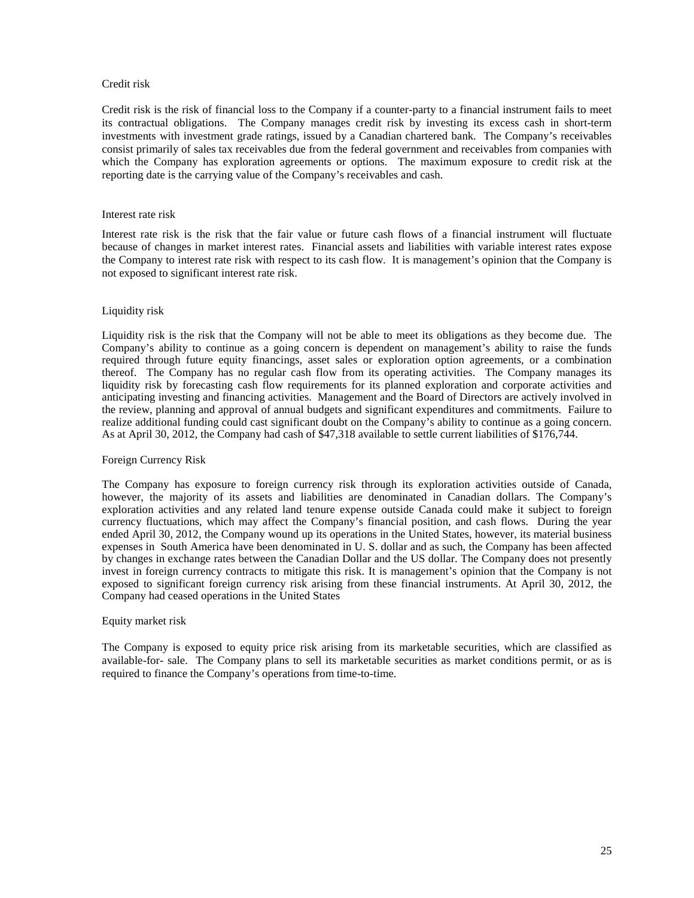### Credit risk

Credit risk is the risk of financial loss to the Company if a counter-party to a financial instrument fails to meet its contractual obligations. The Company manages credit risk by investing its excess cash in short-term investments with investment grade ratings, issued by a Canadian chartered bank. The Company's receivables consist primarily of sales tax receivables due from the federal government and receivables from companies with which the Company has exploration agreements or options. The maximum exposure to credit risk at the reporting date is the carrying value of the Company's receivables and cash.

### Interest rate risk

Interest rate risk is the risk that the fair value or future cash flows of a financial instrument will fluctuate because of changes in market interest rates. Financial assets and liabilities with variable interest rates expose the Company to interest rate risk with respect to its cash flow. It is management's opinion that the Company is not exposed to significant interest rate risk.

### Liquidity risk

Liquidity risk is the risk that the Company will not be able to meet its obligations as they become due. The Company's ability to continue as a going concern is dependent on management's ability to raise the funds required through future equity financings, asset sales or exploration option agreements, or a combination thereof. The Company has no regular cash flow from its operating activities. The Company manages its liquidity risk by forecasting cash flow requirements for its planned exploration and corporate activities and anticipating investing and financing activities. Management and the Board of Directors are actively involved in the review, planning and approval of annual budgets and significant expenditures and commitments. Failure to realize additional funding could cast significant doubt on the Company's ability to continue as a going concern. As at April 30, 2012, the Company had cash of $47,318 available to settle current liabilities of $176,744.

### Foreign Currency Risk

The Company has exposure to foreign currency risk through its exploration activities outside of Canada, however, the majority of its assets and liabilities are denominated in Canadian dollars. The Company's exploration activities and any related land tenure expense outside Canada could make it subject to foreign currency fluctuations, which may affect the Company's financial position, and cash flows. During the year ended April 30, 2012, the Company wound up its operations in the United States, however, its material business expenses in South America have been denominated in U. S. dollar and as such, the Company has been affected by changes in exchange rates between the Canadian Dollar and the US dollar. The Company does not presently invest in foreign currency contracts to mitigate this risk. It is management's opinion that the Company is not exposed to significant foreign currency risk arising from these financial instruments. At April 30, 2012, the Company had ceased operations in the United States

### Equity market risk

The Company is exposed to equity price risk arising from its marketable securities, which are classified as available-for- sale. The Company plans to sell its marketable securities as market conditions permit, or as is required to finance the Company's operations from time-to-time.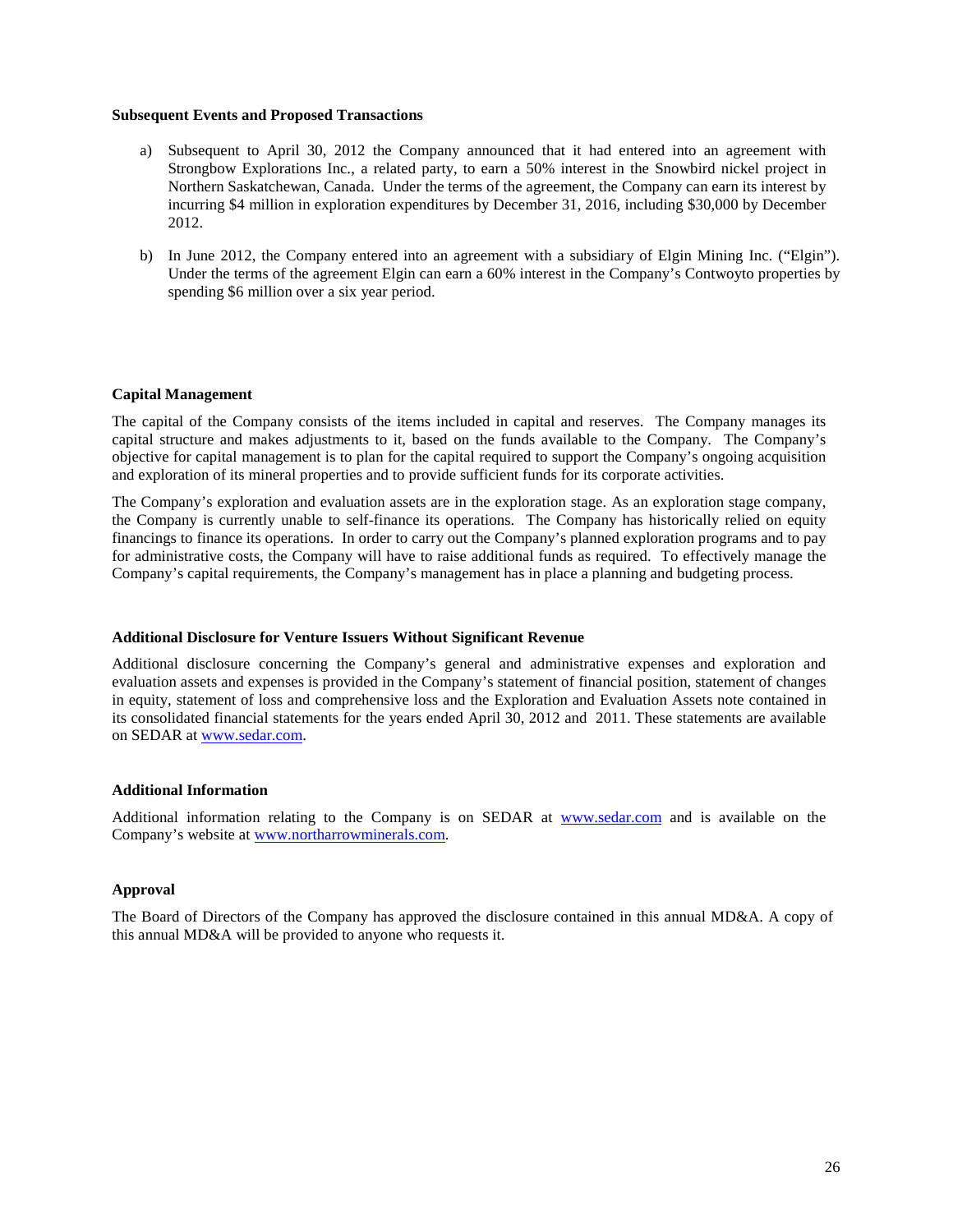**Subsequent Events and Proposed Transactions**

a) Subsequent to April 30, 2012 the Company announced that it had entered into an agreement with Strongbow Explorations Inc., a related party, to earn a 50% interest in the Snowbird nickel project in Northern Saskatchewan, Canada. Under the terms of the agreement, the Company can earn its interest by incurring $4 million in exploration expenditures by December 31, 2016, including $30,000 by December 2012.

b) In June 2012, the Company entered into an agreement with a subsidiary of Elgin Mining Inc. ("Elgin"). Under the terms of the agreement Elgin can earn a 60% interest in the Company's Contwoyto properties by spending $6 million over a six year period.

**Capital Management**

The capital of the Company consists of the items included in capital and reserves. The Company manages its capital structure and makes adjustments to it, based on the funds available to the Company. The Company's objective for capital management is to plan for the capital required to support the Company's ongoing acquisition and exploration of its mineral properties and to provide sufficient funds for its corporate activities.

The Company's exploration and evaluation assets are in the exploration stage. As an exploration stage company, the Company is currently unable to self-finance its operations. The Company has historically relied on equity financings to finance its operations. In order to carry out the Company's planned exploration programs and to pay for administrative costs, the Company will have to raise additional funds as required. To effectively manage the Company's capital requirements, the Company's management has in place a planning and budgeting process.

**Additional Disclosure for Venture Issuers Without Significant Revenue**

Additional disclosure concerning the Company's general and administrative expenses and exploration and evaluation assets and expenses is provided in the Company's statement of financial position, statement of changes in equity, statement of loss and comprehensive loss and the Exploration and Evaluation Assets note contained in its consolidated financial statements for the years ended April 30, 2012 and 2011. These statements are available on SEDAR at www.sedar.com.

**Additional Information**

Additional information relating to the Company is on SEDAR at www.sedar.com and is available on the Company's website at www.northarrowminerals.com.

**Approval**

The Board of Directors of the Company has approved the disclosure contained in this annual MD&A. A copy of this annual MD&A will be provided to anyone who requests it.